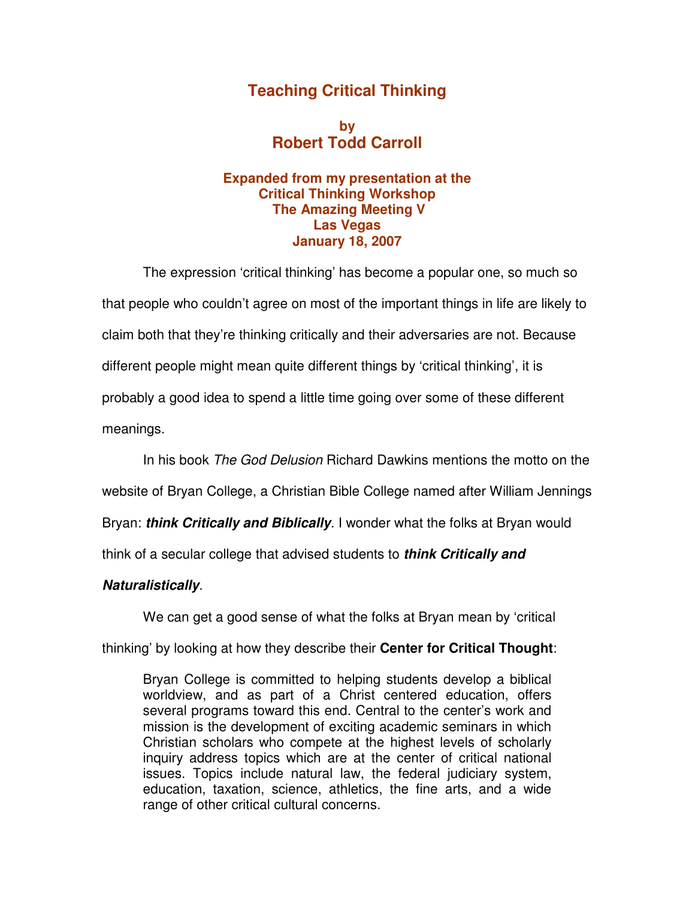# Teaching Critical Thinking

### by
## Robert Todd Carroll

**Expanded from my presentation at the**
**Critical Thinking Workshop**
**The Amazing Meeting V**
**Las Vegas**
**January 18, 2007**

The expression 'critical thinking' has become a popular one, so much so that people who couldn't agree on most of the important things in life are likely to claim both that they're thinking critically and their adversaries are not. Because different people might mean quite different things by 'critical thinking', it is probably a good idea to spend a little time going over some of these different meanings.

In his book *The God Delusion* Richard Dawkins mentions the motto on the website of Bryan College, a Christian Bible College named after William Jennings Bryan: ***think Critically and Biblically***. I wonder what the folks at Bryan would think of a secular college that advised students to ***think Critically and Naturalistically***.

We can get a good sense of what the folks at Bryan mean by 'critical thinking' by looking at how they describe their **Center for Critical Thought**:

> Bryan College is committed to helping students develop a biblical worldview, and as part of a Christ centered education, offers several programs toward this end. Central to the center's work and mission is the development of exciting academic seminars in which Christian scholars who compete at the highest levels of scholarly inquiry address topics which are at the center of critical national issues. Topics include natural law, the federal judiciary system, education, taxation, science, athletics, the fine arts, and a wide range of other critical cultural concerns.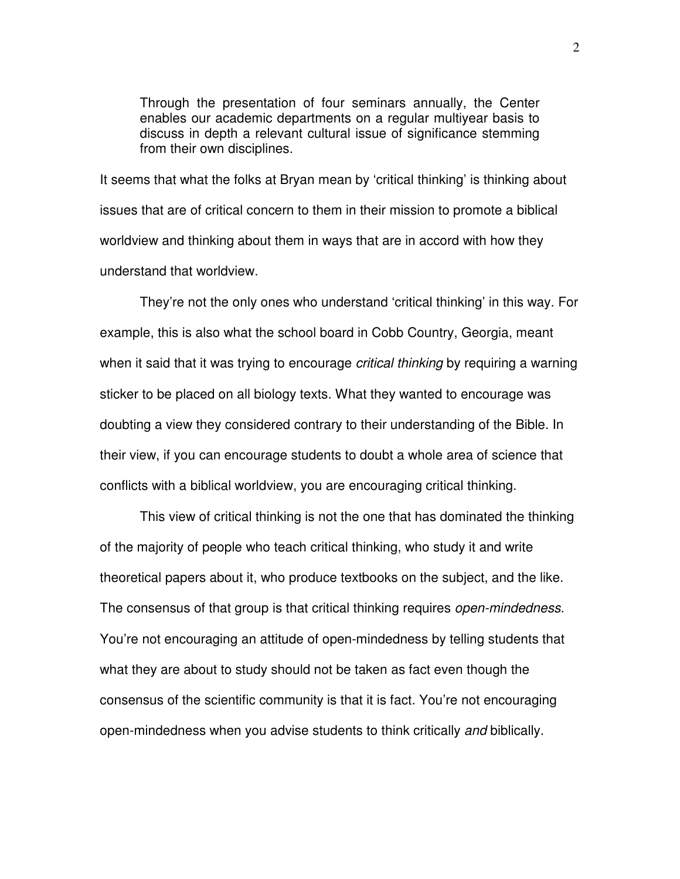> Through the presentation of four seminars annually, the Center enables our academic departments on a regular multiyear basis to discuss in depth a relevant cultural issue of significance stemming from their own disciplines.

It seems that what the folks at Bryan mean by 'critical thinking' is thinking about issues that are of critical concern to them in their mission to promote a biblical worldview and thinking about them in ways that are in accord with how they understand that worldview.

They're not the only ones who understand 'critical thinking' in this way. For example, this is also what the school board in Cobb Country, Georgia, meant when it said that it was trying to encourage *critical thinking* by requiring a warning sticker to be placed on all biology texts. What they wanted to encourage was doubting a view they considered contrary to their understanding of the Bible. In their view, if you can encourage students to doubt a whole area of science that conflicts with a biblical worldview, you are encouraging critical thinking.

This view of critical thinking is not the one that has dominated the thinking of the majority of people who teach critical thinking, who study it and write theoretical papers about it, who produce textbooks on the subject, and the like. The consensus of that group is that critical thinking requires *open-mindedness*. You're not encouraging an attitude of open-mindedness by telling students that what they are about to study should not be taken as fact even though the consensus of the scientific community is that it is fact. You're not encouraging open-mindedness when you advise students to think critically *and* biblically.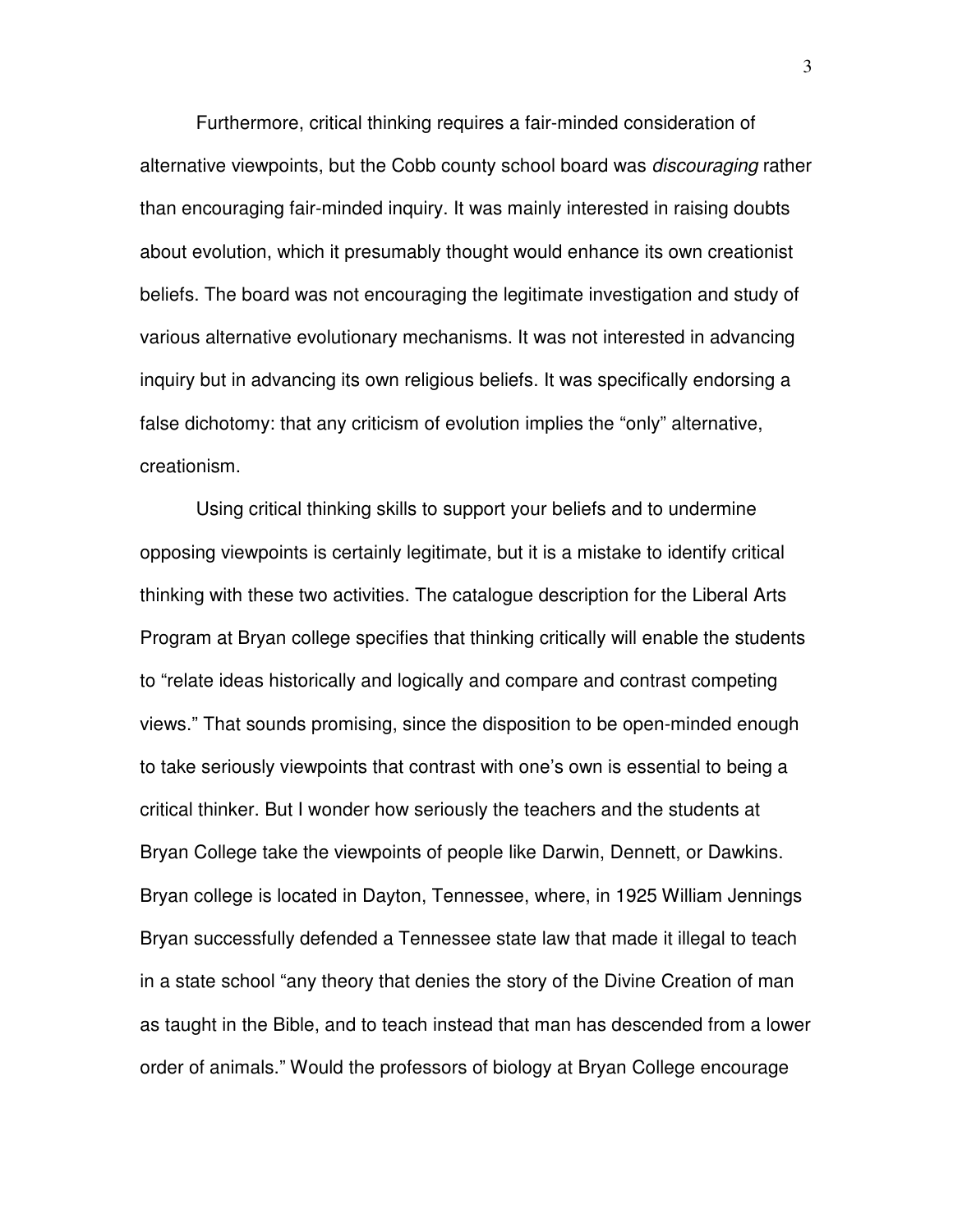Furthermore, critical thinking requires a fair-minded consideration of alternative viewpoints, but the Cobb county school board was *discouraging* rather than encouraging fair-minded inquiry. It was mainly interested in raising doubts about evolution, which it presumably thought would enhance its own creationist beliefs. The board was not encouraging the legitimate investigation and study of various alternative evolutionary mechanisms. It was not interested in advancing inquiry but in advancing its own religious beliefs. It was specifically endorsing a false dichotomy: that any criticism of evolution implies the "only" alternative, creationism.

Using critical thinking skills to support your beliefs and to undermine opposing viewpoints is certainly legitimate, but it is a mistake to identify critical thinking with these two activities. The catalogue description for the Liberal Arts Program at Bryan college specifies that thinking critically will enable the students to "relate ideas historically and logically and compare and contrast competing views." That sounds promising, since the disposition to be open-minded enough to take seriously viewpoints that contrast with one's own is essential to being a critical thinker. But I wonder how seriously the teachers and the students at Bryan College take the viewpoints of people like Darwin, Dennett, or Dawkins. Bryan college is located in Dayton, Tennessee, where, in 1925 William Jennings Bryan successfully defended a Tennessee state law that made it illegal to teach in a state school "any theory that denies the story of the Divine Creation of man as taught in the Bible, and to teach instead that man has descended from a lower order of animals." Would the professors of biology at Bryan College encourage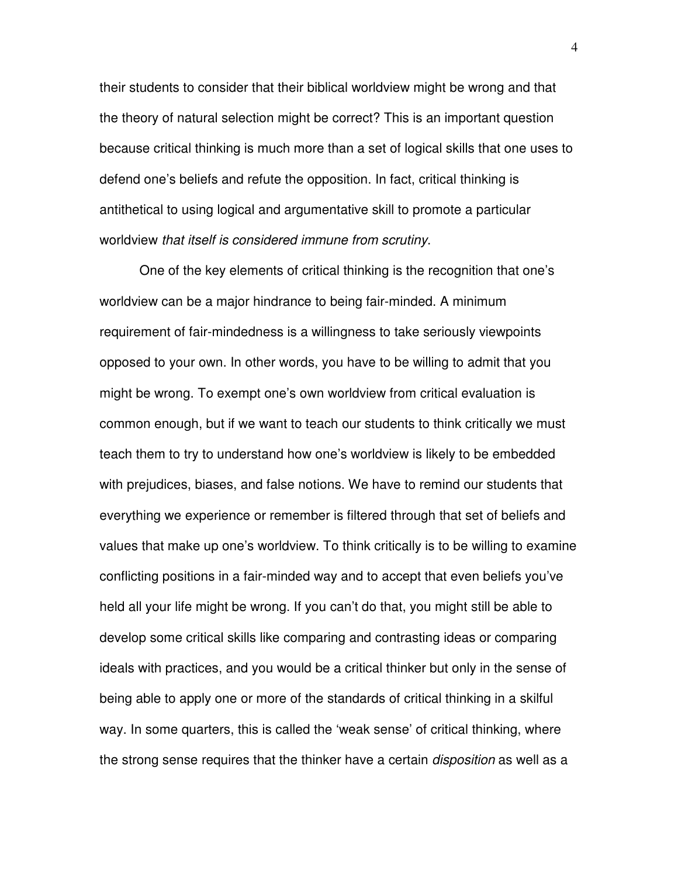their students to consider that their biblical worldview might be wrong and that the theory of natural selection might be correct? This is an important question because critical thinking is much more than a set of logical skills that one uses to defend one's beliefs and refute the opposition. In fact, critical thinking is antithetical to using logical and argumentative skill to promote a particular worldview *that itself is considered immune from scrutiny*.

One of the key elements of critical thinking is the recognition that one's worldview can be a major hindrance to being fair-minded. A minimum requirement of fair-mindedness is a willingness to take seriously viewpoints opposed to your own. In other words, you have to be willing to admit that you might be wrong. To exempt one's own worldview from critical evaluation is common enough, but if we want to teach our students to think critically we must teach them to try to understand how one's worldview is likely to be embedded with prejudices, biases, and false notions. We have to remind our students that everything we experience or remember is filtered through that set of beliefs and values that make up one's worldview. To think critically is to be willing to examine conflicting positions in a fair-minded way and to accept that even beliefs you've held all your life might be wrong. If you can't do that, you might still be able to develop some critical skills like comparing and contrasting ideas or comparing ideals with practices, and you would be a critical thinker but only in the sense of being able to apply one or more of the standards of critical thinking in a skilful way. In some quarters, this is called the 'weak sense' of critical thinking, where the strong sense requires that the thinker have a certain *disposition* as well as a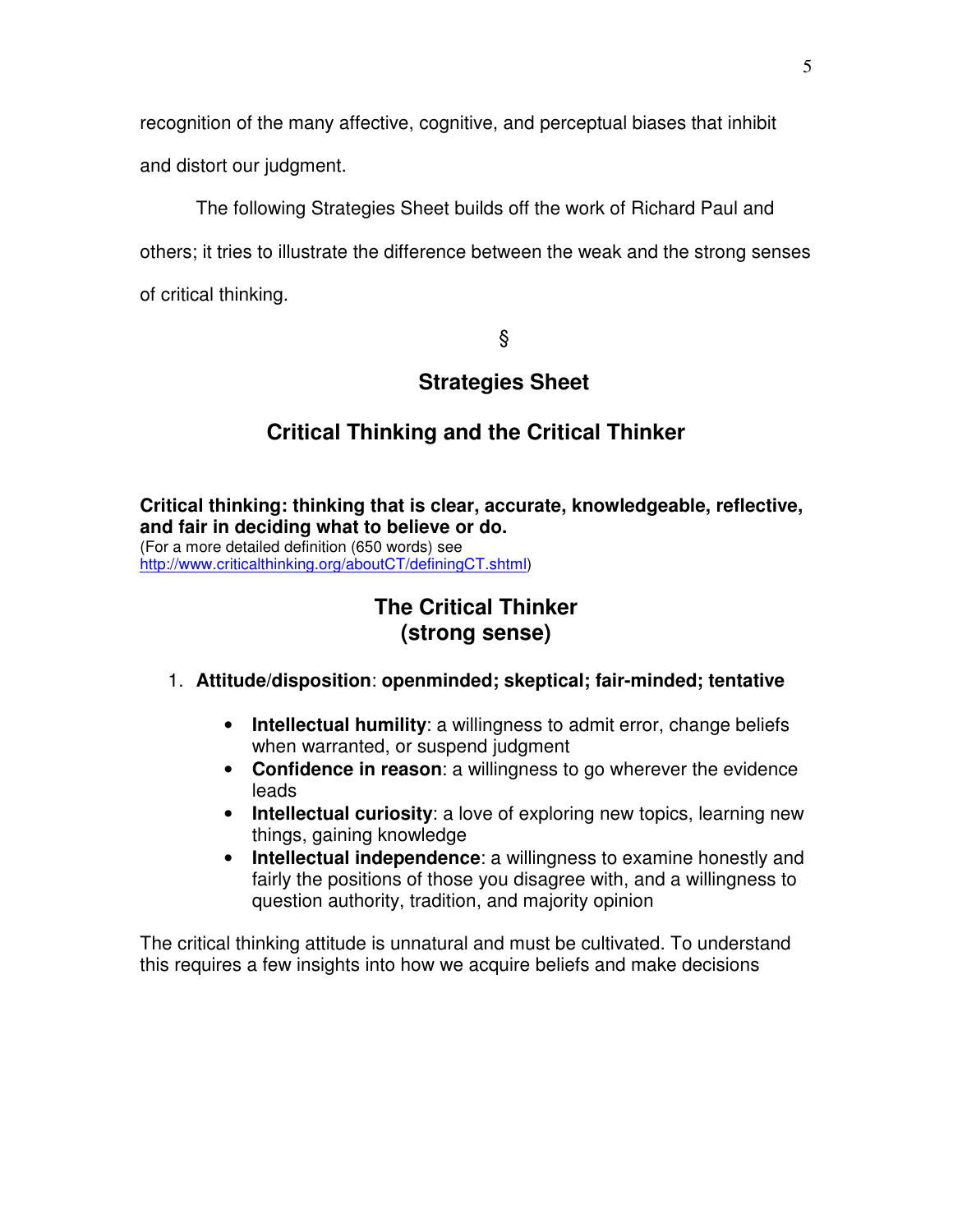recognition of the many affective, cognitive, and perceptual biases that inhibit and distort our judgment.

The following Strategies Sheet builds off the work of Richard Paul and others; it tries to illustrate the difference between the weak and the strong senses of critical thinking.

§

## Strategies Sheet

## Critical Thinking and the Critical Thinker

**Critical thinking: thinking that is clear, accurate, knowledgeable, reflective, and fair in deciding what to believe or do.**
(For a more detailed definition (650 words) see http://www.criticalthinking.org/aboutCT/definingCT.shtml)

## The Critical Thinker (strong sense)

1. **Attitude/disposition**: **openminded; skeptical; fair-minded; tentative**

    - **Intellectual humility**: a willingness to admit error, change beliefs when warranted, or suspend judgment
    - **Confidence in reason**: a willingness to go wherever the evidence leads
    - **Intellectual curiosity**: a love of exploring new topics, learning new things, gaining knowledge
    - **Intellectual independence**: a willingness to examine honestly and fairly the positions of those you disagree with, and a willingness to question authority, tradition, and majority opinion

The critical thinking attitude is unnatural and must be cultivated. To understand this requires a few insights into how we acquire beliefs and make decisions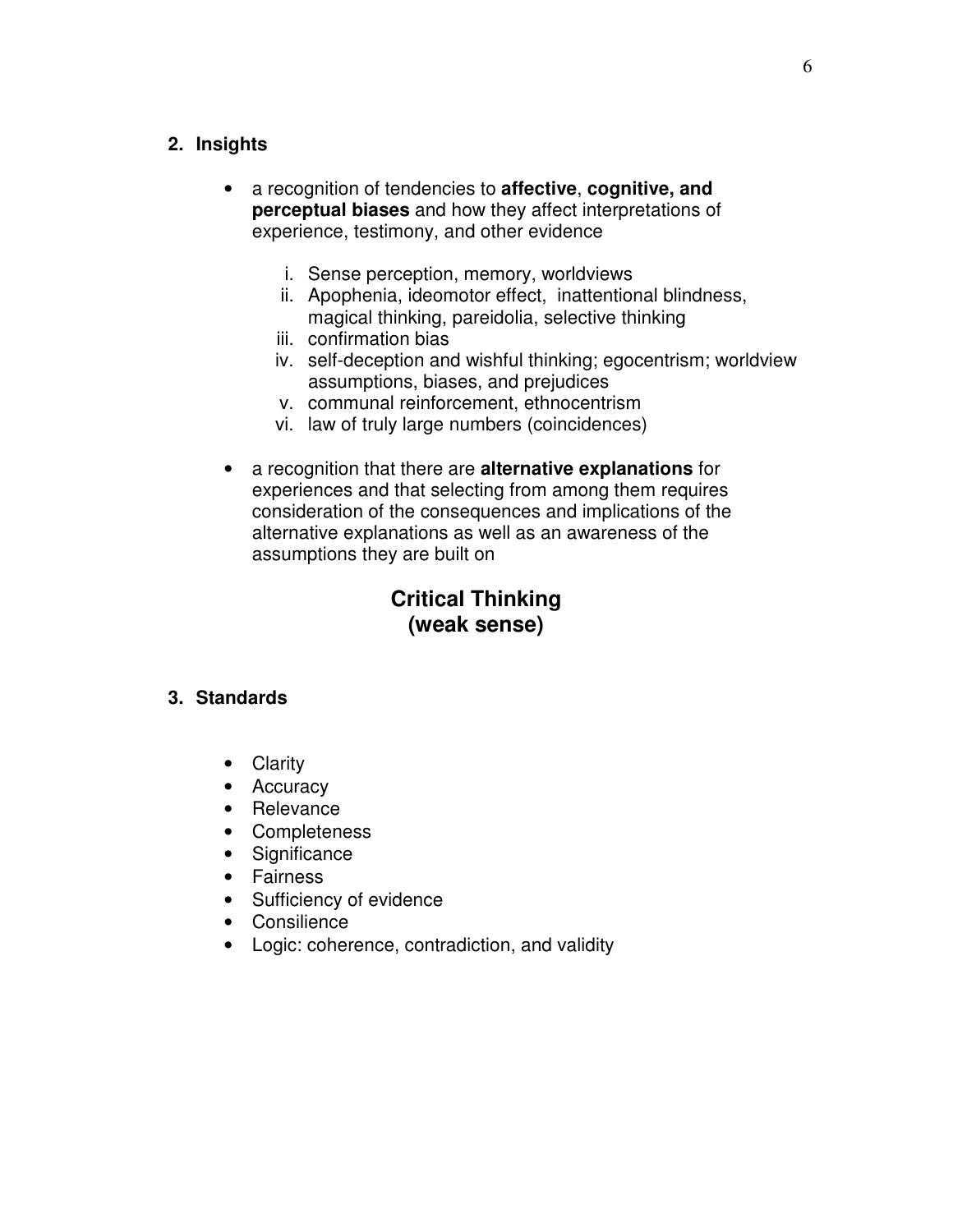## 2. Insights

- a recognition of tendencies to **affective**, **cognitive, and perceptual biases** and how they affect interpretations of experience, testimony, and other evidence

    i. Sense perception, memory, worldviews
    ii. Apophenia, ideomotor effect, inattentional blindness, magical thinking, pareidolia, selective thinking
    iii. confirmation bias
    iv. self-deception and wishful thinking; egocentrism; worldview assumptions, biases, and prejudices
    v. communal reinforcement, ethnocentrism
    vi. law of truly large numbers (coincidences)

- a recognition that there are **alternative explanations** for experiences and that selecting from among them requires consideration of the consequences and implications of the alternative explanations as well as an awareness of the assumptions they are built on

# Critical Thinking (weak sense)

## 3. Standards

- Clarity
- Accuracy
- Relevance
- Completeness
- Significance
- Fairness
- Sufficiency of evidence
- Consilience
- Logic: coherence, contradiction, and validity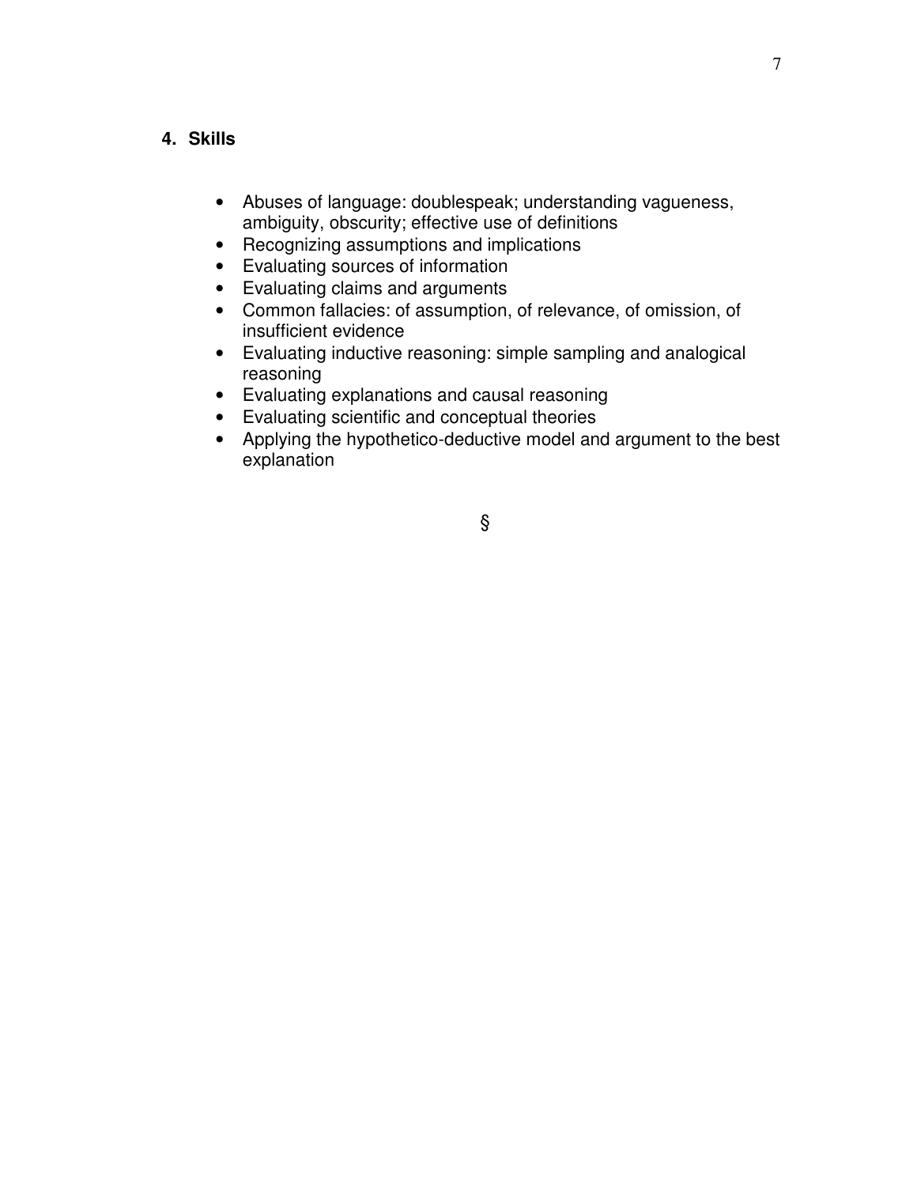## 4. Skills

- Abuses of language: doublespeak; understanding vagueness, ambiguity, obscurity; effective use of definitions
- Recognizing assumptions and implications
- Evaluating sources of information
- Evaluating claims and arguments
- Common fallacies: of assumption, of relevance, of omission, of insufficient evidence
- Evaluating inductive reasoning: simple sampling and analogical reasoning
- Evaluating explanations and causal reasoning
- Evaluating scientific and conceptual theories
- Applying the hypothetico-deductive model and argument to the best explanation

§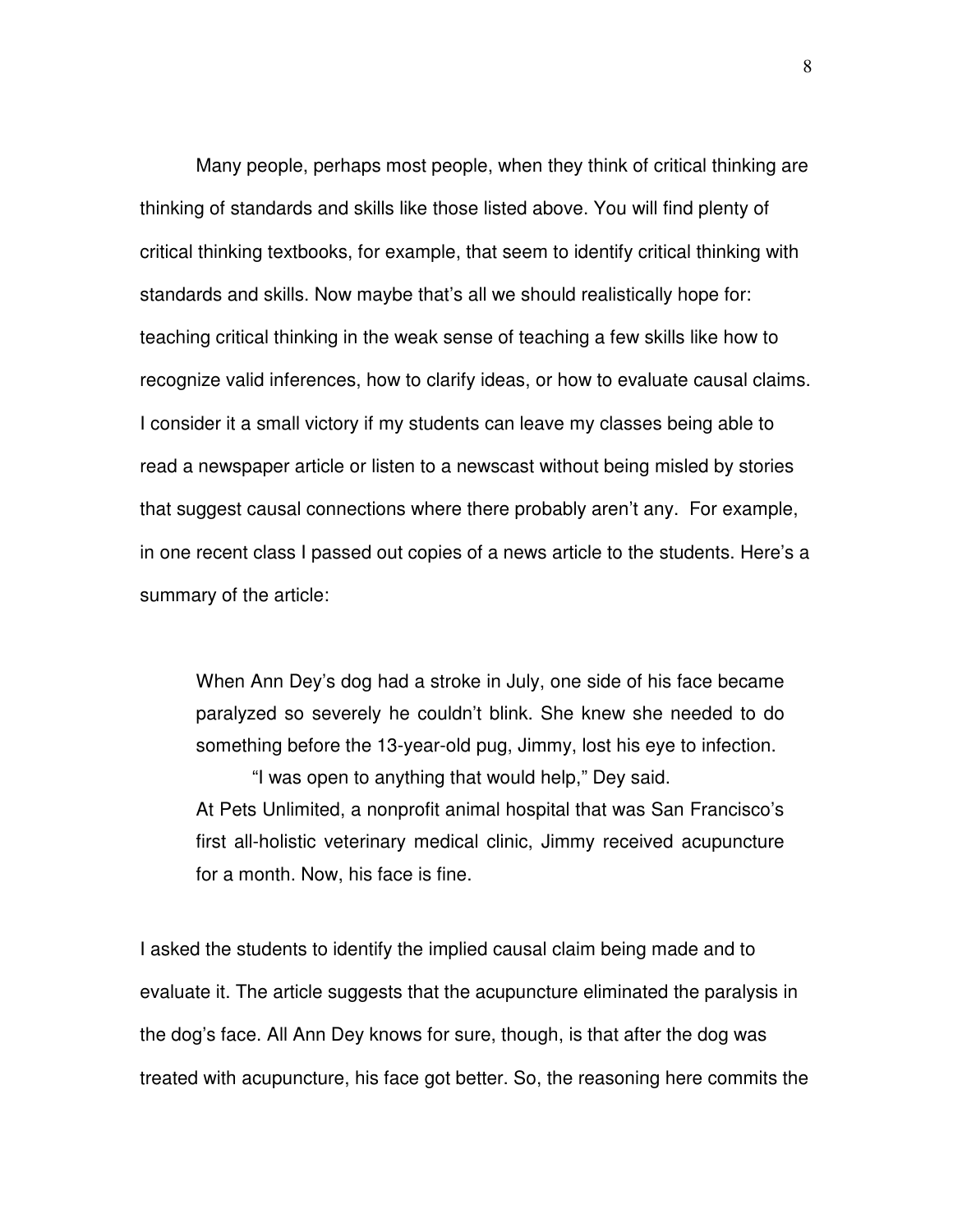Many people, perhaps most people, when they think of critical thinking are thinking of standards and skills like those listed above. You will find plenty of critical thinking textbooks, for example, that seem to identify critical thinking with standards and skills. Now maybe that's all we should realistically hope for: teaching critical thinking in the weak sense of teaching a few skills like how to recognize valid inferences, how to clarify ideas, or how to evaluate causal claims. I consider it a small victory if my students can leave my classes being able to read a newspaper article or listen to a newscast without being misled by stories that suggest causal connections where there probably aren't any. For example, in one recent class I passed out copies of a news article to the students. Here's a summary of the article:

> When Ann Dey's dog had a stroke in July, one side of his face became paralyzed so severely he couldn't blink. She knew she needed to do something before the 13-year-old pug, Jimmy, lost his eye to infection.
>
> "I was open to anything that would help," Dey said.
>
> At Pets Unlimited, a nonprofit animal hospital that was San Francisco's first all-holistic veterinary medical clinic, Jimmy received acupuncture for a month. Now, his face is fine.

I asked the students to identify the implied causal claim being made and to evaluate it. The article suggests that the acupuncture eliminated the paralysis in the dog's face. All Ann Dey knows for sure, though, is that after the dog was treated with acupuncture, his face got better. So, the reasoning here commits the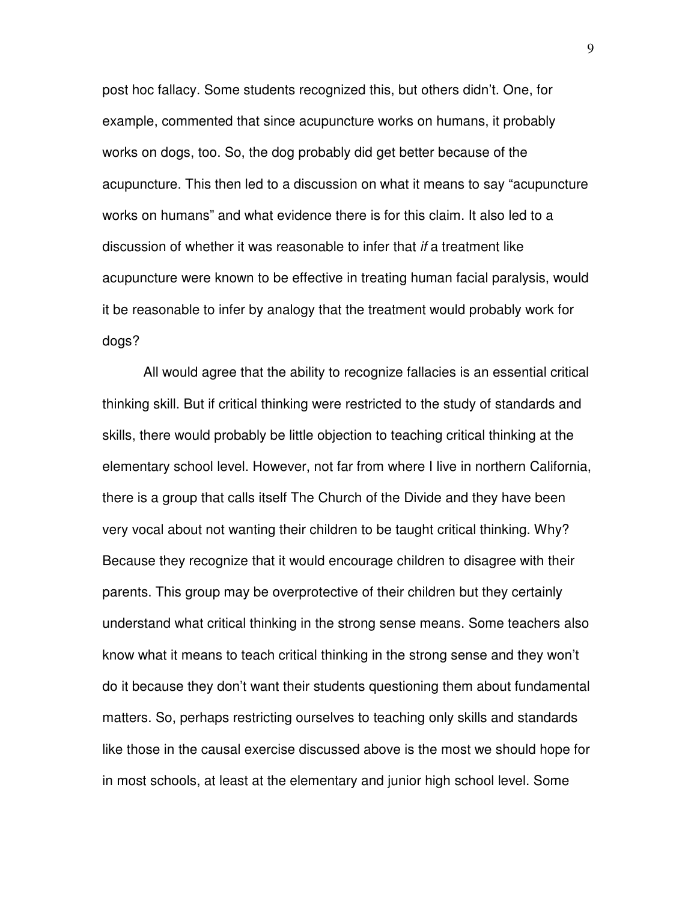post hoc fallacy. Some students recognized this, but others didn't. One, for example, commented that since acupuncture works on humans, it probably works on dogs, too. So, the dog probably did get better because of the acupuncture. This then led to a discussion on what it means to say "acupuncture works on humans" and what evidence there is for this claim. It also led to a discussion of whether it was reasonable to infer that *if* a treatment like acupuncture were known to be effective in treating human facial paralysis, would it be reasonable to infer by analogy that the treatment would probably work for dogs?

All would agree that the ability to recognize fallacies is an essential critical thinking skill. But if critical thinking were restricted to the study of standards and skills, there would probably be little objection to teaching critical thinking at the elementary school level. However, not far from where I live in northern California, there is a group that calls itself The Church of the Divide and they have been very vocal about not wanting their children to be taught critical thinking. Why? Because they recognize that it would encourage children to disagree with their parents. This group may be overprotective of their children but they certainly understand what critical thinking in the strong sense means. Some teachers also know what it means to teach critical thinking in the strong sense and they won't do it because they don't want their students questioning them about fundamental matters. So, perhaps restricting ourselves to teaching only skills and standards like those in the causal exercise discussed above is the most we should hope for in most schools, at least at the elementary and junior high school level. Some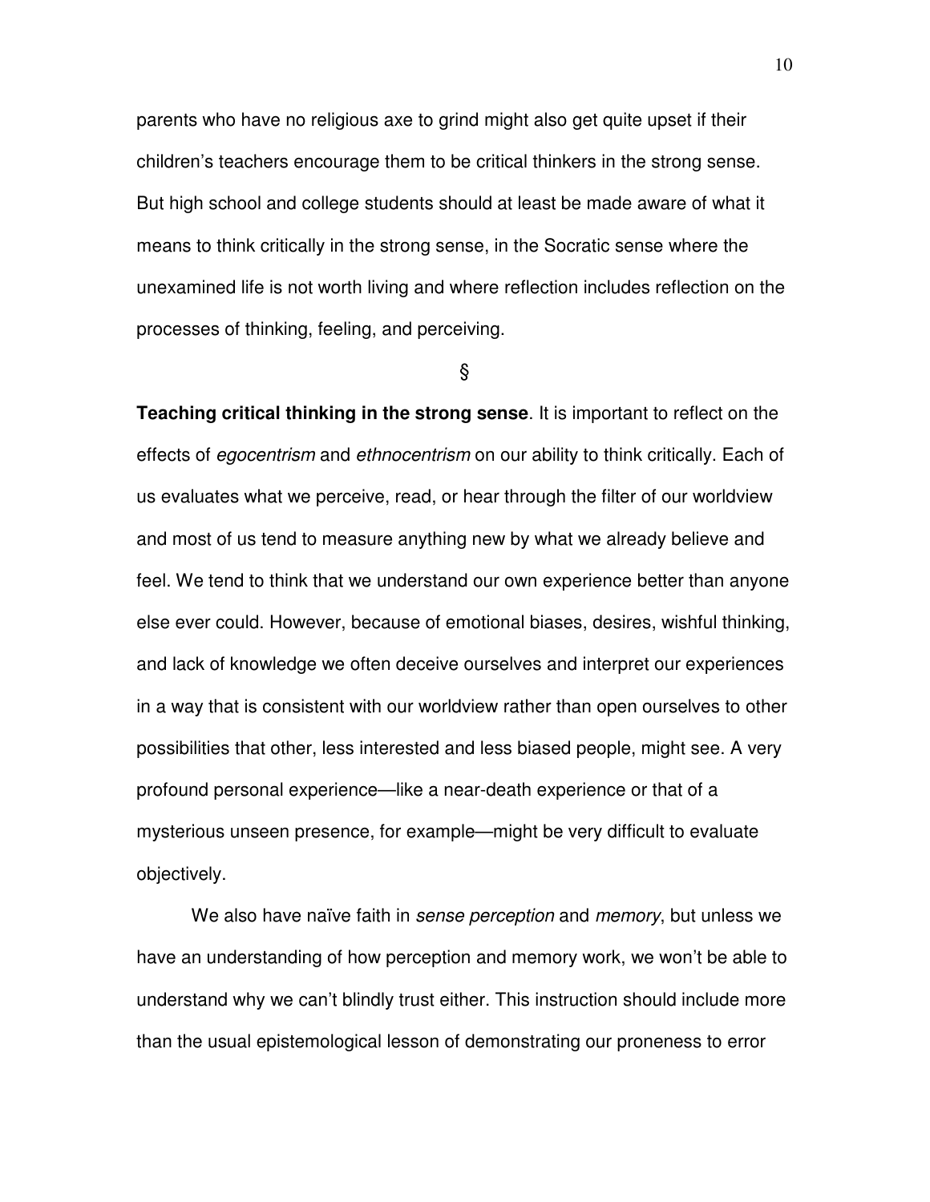parents who have no religious axe to grind might also get quite upset if their children's teachers encourage them to be critical thinkers in the strong sense. But high school and college students should at least be made aware of what it means to think critically in the strong sense, in the Socratic sense where the unexamined life is not worth living and where reflection includes reflection on the processes of thinking, feeling, and perceiving.

§

**Teaching critical thinking in the strong sense**. It is important to reflect on the effects of *egocentrism* and *ethnocentrism* on our ability to think critically. Each of us evaluates what we perceive, read, or hear through the filter of our worldview and most of us tend to measure anything new by what we already believe and feel. We tend to think that we understand our own experience better than anyone else ever could. However, because of emotional biases, desires, wishful thinking, and lack of knowledge we often deceive ourselves and interpret our experiences in a way that is consistent with our worldview rather than open ourselves to other possibilities that other, less interested and less biased people, might see. A very profound personal experience—like a near-death experience or that of a mysterious unseen presence, for example—might be very difficult to evaluate objectively.

We also have naïve faith in *sense perception* and *memory*, but unless we have an understanding of how perception and memory work, we won't be able to understand why we can't blindly trust either. This instruction should include more than the usual epistemological lesson of demonstrating our proneness to error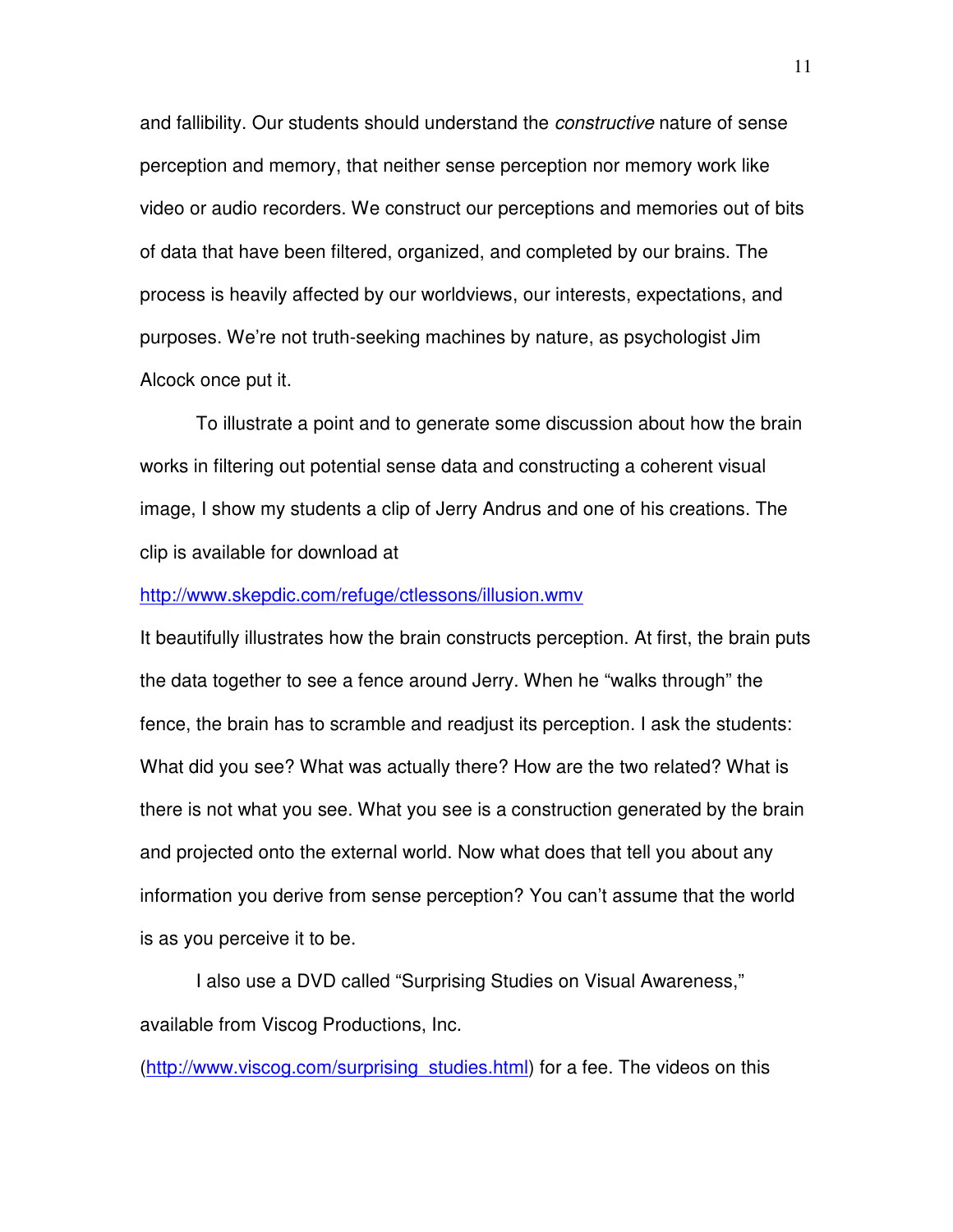and fallibility. Our students should understand the *constructive* nature of sense perception and memory, that neither sense perception nor memory work like video or audio recorders. We construct our perceptions and memories out of bits of data that have been filtered, organized, and completed by our brains. The process is heavily affected by our worldviews, our interests, expectations, and purposes. We're not truth-seeking machines by nature, as psychologist Jim Alcock once put it.

To illustrate a point and to generate some discussion about how the brain works in filtering out potential sense data and constructing a coherent visual image, I show my students a clip of Jerry Andrus and one of his creations. The clip is available for download at

http://www.skepdic.com/refuge/ctlessons/illusion.wmv

It beautifully illustrates how the brain constructs perception. At first, the brain puts the data together to see a fence around Jerry. When he "walks through" the fence, the brain has to scramble and readjust its perception. I ask the students: What did you see? What was actually there? How are the two related? What is there is not what you see. What you see is a construction generated by the brain and projected onto the external world. Now what does that tell you about any information you derive from sense perception? You can't assume that the world is as you perceive it to be.

I also use a DVD called "Surprising Studies on Visual Awareness," available from Viscog Productions, Inc. (http://www.viscog.com/surprising_studies.html) for a fee. The videos on this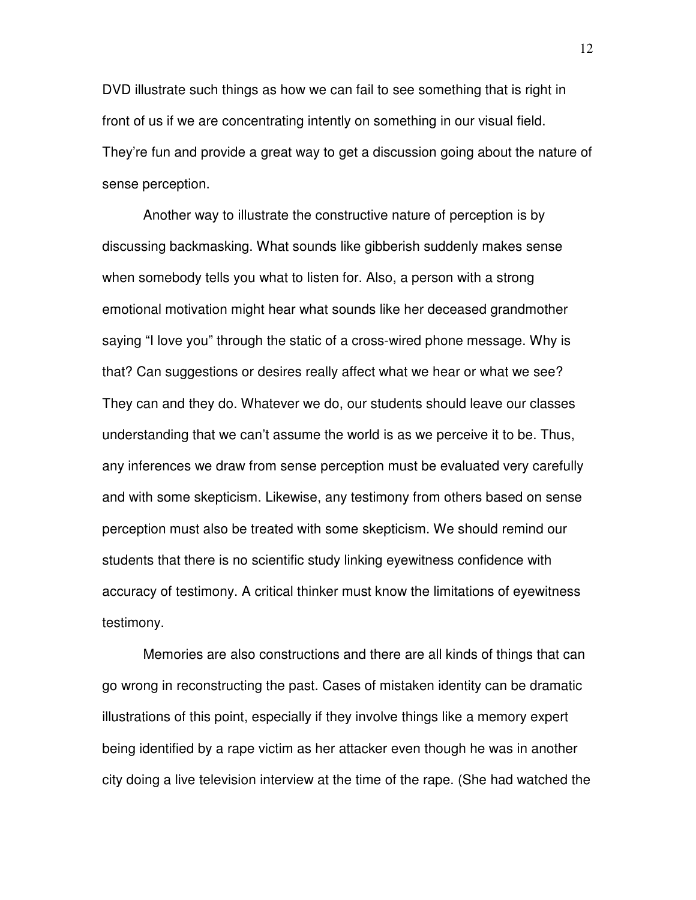DVD illustrate such things as how we can fail to see something that is right in front of us if we are concentrating intently on something in our visual field. They're fun and provide a great way to get a discussion going about the nature of sense perception.

Another way to illustrate the constructive nature of perception is by discussing backmasking. What sounds like gibberish suddenly makes sense when somebody tells you what to listen for. Also, a person with a strong emotional motivation might hear what sounds like her deceased grandmother saying "I love you" through the static of a cross-wired phone message. Why is that? Can suggestions or desires really affect what we hear or what we see? They can and they do. Whatever we do, our students should leave our classes understanding that we can't assume the world is as we perceive it to be. Thus, any inferences we draw from sense perception must be evaluated very carefully and with some skepticism. Likewise, any testimony from others based on sense perception must also be treated with some skepticism. We should remind our students that there is no scientific study linking eyewitness confidence with accuracy of testimony. A critical thinker must know the limitations of eyewitness testimony.

Memories are also constructions and there are all kinds of things that can go wrong in reconstructing the past. Cases of mistaken identity can be dramatic illustrations of this point, especially if they involve things like a memory expert being identified by a rape victim as her attacker even though he was in another city doing a live television interview at the time of the rape. (She had watched the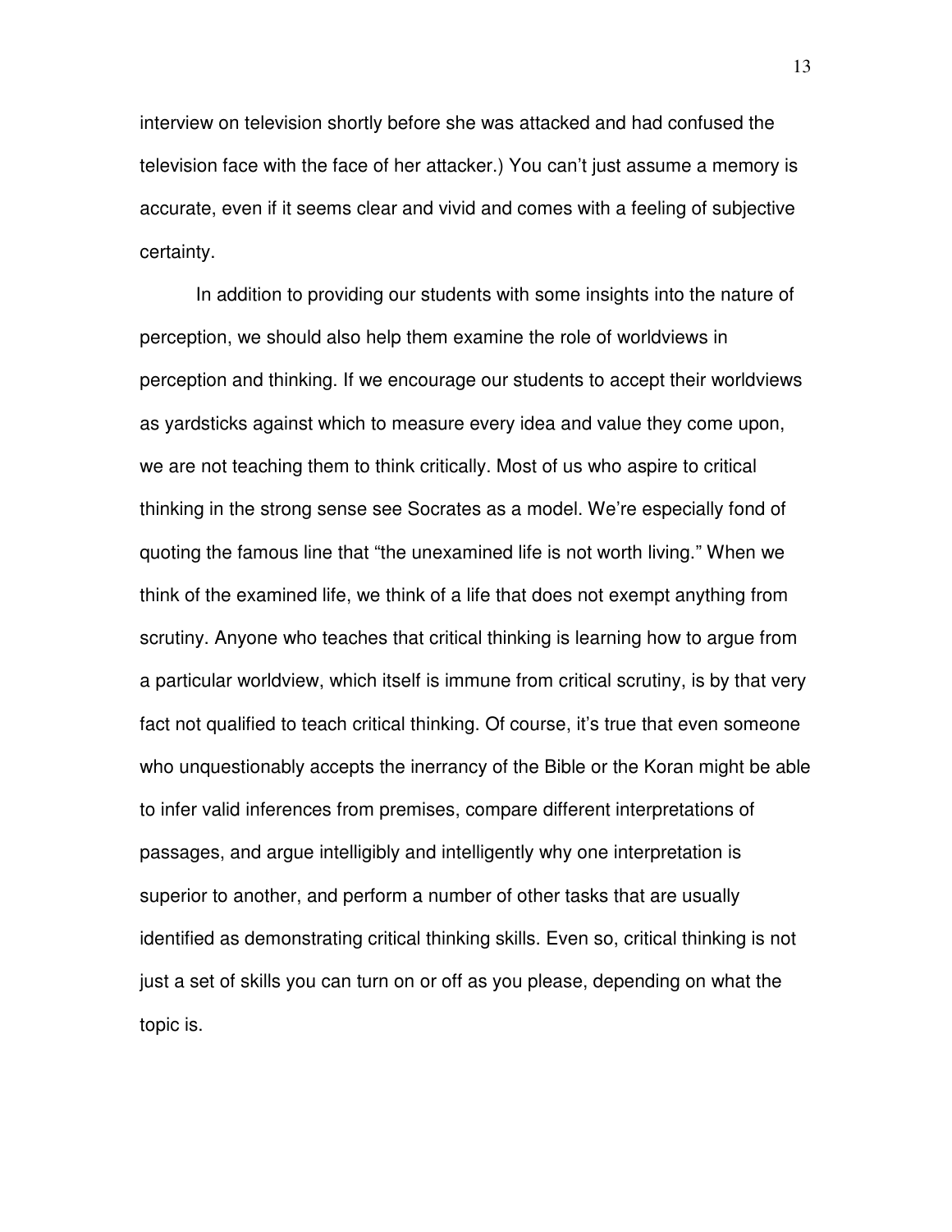interview on television shortly before she was attacked and had confused the television face with the face of her attacker.) You can't just assume a memory is accurate, even if it seems clear and vivid and comes with a feeling of subjective certainty.

In addition to providing our students with some insights into the nature of perception, we should also help them examine the role of worldviews in perception and thinking. If we encourage our students to accept their worldviews as yardsticks against which to measure every idea and value they come upon, we are not teaching them to think critically. Most of us who aspire to critical thinking in the strong sense see Socrates as a model. We're especially fond of quoting the famous line that "the unexamined life is not worth living." When we think of the examined life, we think of a life that does not exempt anything from scrutiny. Anyone who teaches that critical thinking is learning how to argue from a particular worldview, which itself is immune from critical scrutiny, is by that very fact not qualified to teach critical thinking. Of course, it's true that even someone who unquestionably accepts the inerrancy of the Bible or the Koran might be able to infer valid inferences from premises, compare different interpretations of passages, and argue intelligibly and intelligently why one interpretation is superior to another, and perform a number of other tasks that are usually identified as demonstrating critical thinking skills. Even so, critical thinking is not just a set of skills you can turn on or off as you please, depending on what the topic is.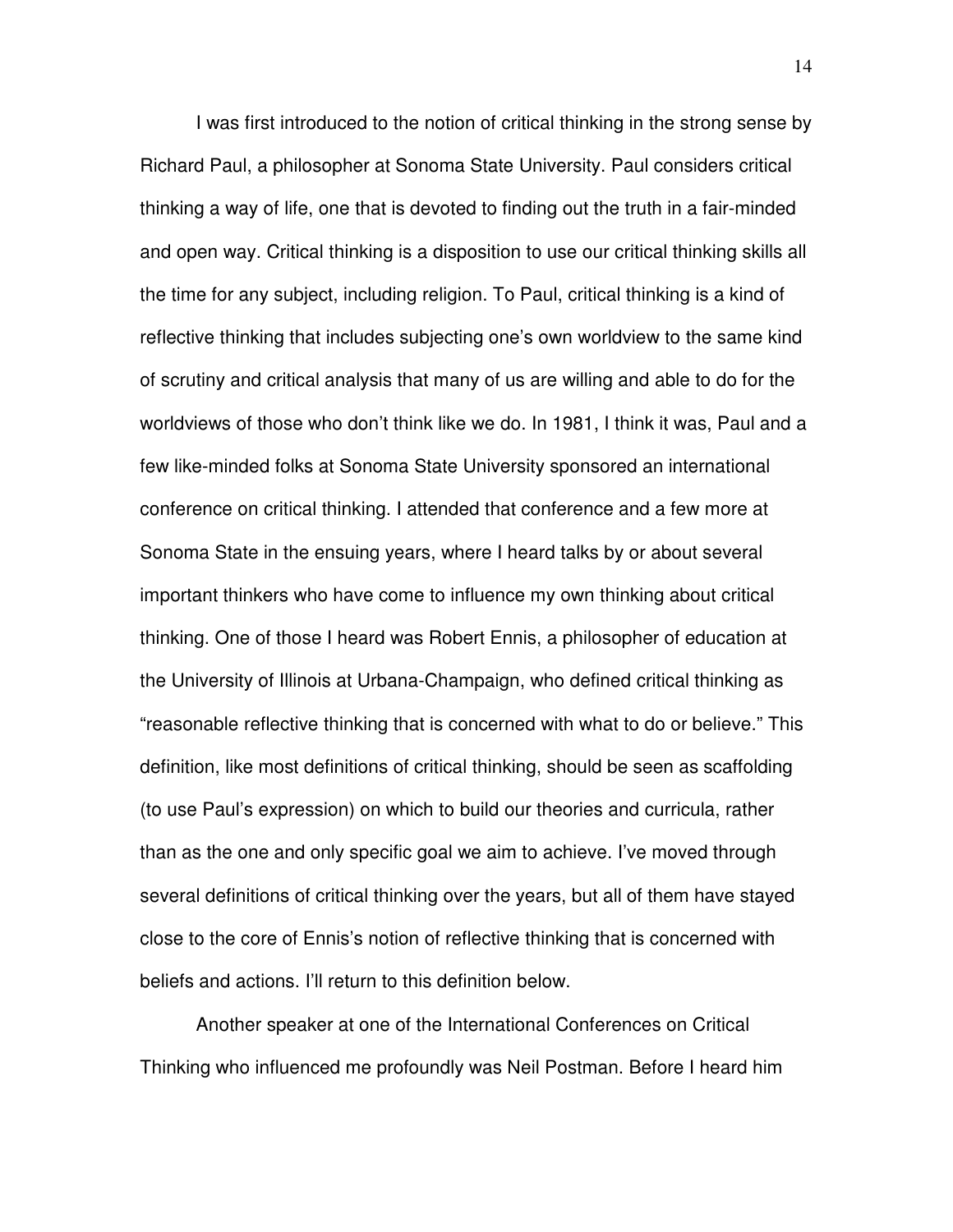I was first introduced to the notion of critical thinking in the strong sense by Richard Paul, a philosopher at Sonoma State University. Paul considers critical thinking a way of life, one that is devoted to finding out the truth in a fair-minded and open way. Critical thinking is a disposition to use our critical thinking skills all the time for any subject, including religion. To Paul, critical thinking is a kind of reflective thinking that includes subjecting one's own worldview to the same kind of scrutiny and critical analysis that many of us are willing and able to do for the worldviews of those who don't think like we do. In 1981, I think it was, Paul and a few like-minded folks at Sonoma State University sponsored an international conference on critical thinking. I attended that conference and a few more at Sonoma State in the ensuing years, where I heard talks by or about several important thinkers who have come to influence my own thinking about critical thinking. One of those I heard was Robert Ennis, a philosopher of education at the University of Illinois at Urbana-Champaign, who defined critical thinking as "reasonable reflective thinking that is concerned with what to do or believe." This definition, like most definitions of critical thinking, should be seen as scaffolding (to use Paul's expression) on which to build our theories and curricula, rather than as the one and only specific goal we aim to achieve. I've moved through several definitions of critical thinking over the years, but all of them have stayed close to the core of Ennis's notion of reflective thinking that is concerned with beliefs and actions. I'll return to this definition below.

Another speaker at one of the International Conferences on Critical Thinking who influenced me profoundly was Neil Postman. Before I heard him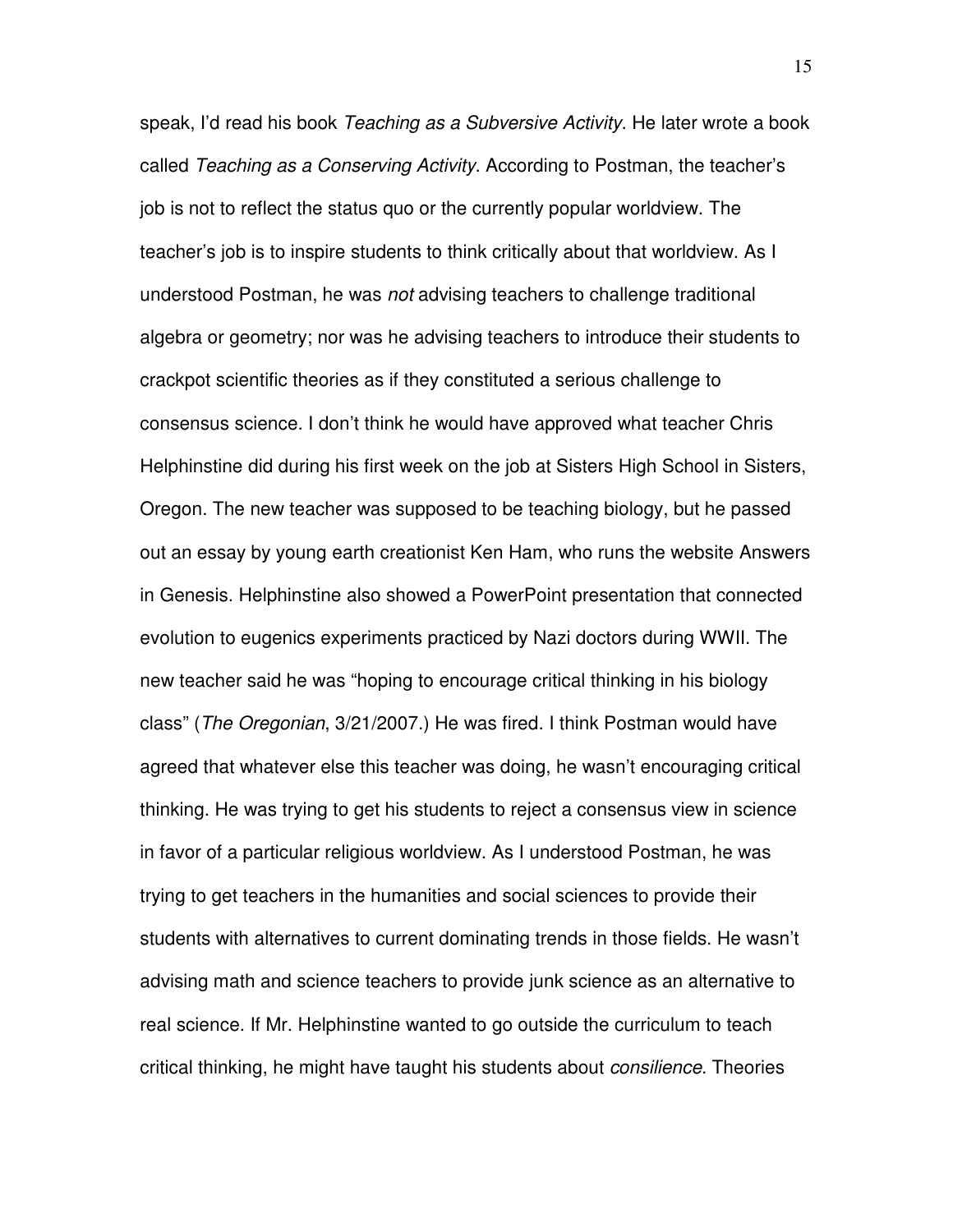speak, I'd read his book *Teaching as a Subversive Activity*. He later wrote a book called *Teaching as a Conserving Activity*. According to Postman, the teacher's job is not to reflect the status quo or the currently popular worldview. The teacher's job is to inspire students to think critically about that worldview. As I understood Postman, he was *not* advising teachers to challenge traditional algebra or geometry; nor was he advising teachers to introduce their students to crackpot scientific theories as if they constituted a serious challenge to consensus science. I don't think he would have approved what teacher Chris Helphinstine did during his first week on the job at Sisters High School in Sisters, Oregon. The new teacher was supposed to be teaching biology, but he passed out an essay by young earth creationist Ken Ham, who runs the website Answers in Genesis. Helphinstine also showed a PowerPoint presentation that connected evolution to eugenics experiments practiced by Nazi doctors during WWII. The new teacher said he was "hoping to encourage critical thinking in his biology class" (*The Oregonian*, 3/21/2007.) He was fired. I think Postman would have agreed that whatever else this teacher was doing, he wasn't encouraging critical thinking. He was trying to get his students to reject a consensus view in science in favor of a particular religious worldview. As I understood Postman, he was trying to get teachers in the humanities and social sciences to provide their students with alternatives to current dominating trends in those fields. He wasn't advising math and science teachers to provide junk science as an alternative to real science. If Mr. Helphinstine wanted to go outside the curriculum to teach critical thinking, he might have taught his students about *consilience*. Theories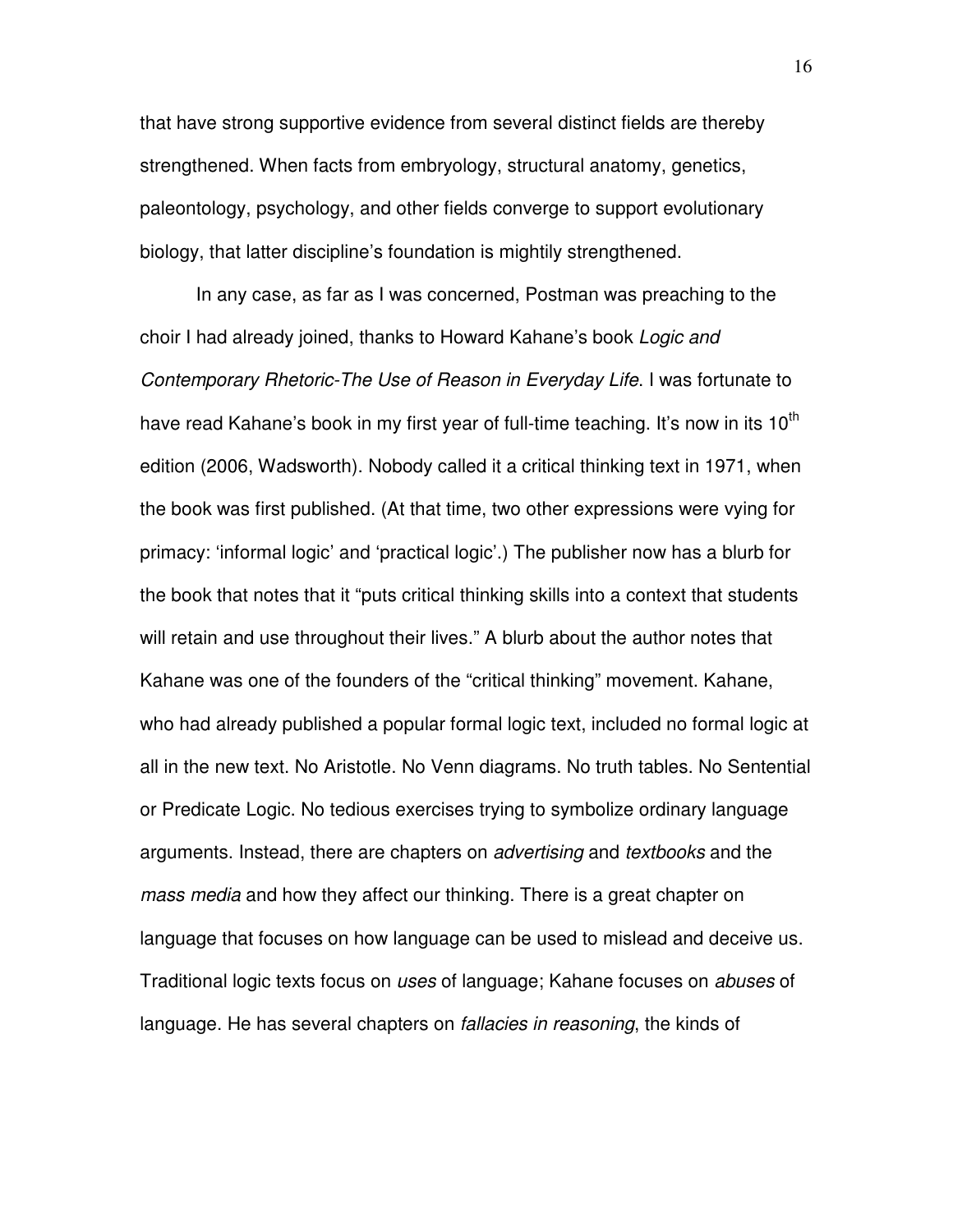that have strong supportive evidence from several distinct fields are thereby strengthened. When facts from embryology, structural anatomy, genetics, paleontology, psychology, and other fields converge to support evolutionary biology, that latter discipline's foundation is mightily strengthened.

In any case, as far as I was concerned, Postman was preaching to the choir I had already joined, thanks to Howard Kahane's book *Logic and Contemporary Rhetoric-The Use of Reason in Everyday Life*. I was fortunate to have read Kahane's book in my first year of full-time teaching. It's now in its 10th edition (2006, Wadsworth). Nobody called it a critical thinking text in 1971, when the book was first published. (At that time, two other expressions were vying for primacy: 'informal logic' and 'practical logic'.) The publisher now has a blurb for the book that notes that it "puts critical thinking skills into a context that students will retain and use throughout their lives." A blurb about the author notes that Kahane was one of the founders of the "critical thinking" movement. Kahane, who had already published a popular formal logic text, included no formal logic at all in the new text. No Aristotle. No Venn diagrams. No truth tables. No Sentential or Predicate Logic. No tedious exercises trying to symbolize ordinary language arguments. Instead, there are chapters on *advertising* and *textbooks* and the *mass media* and how they affect our thinking. There is a great chapter on language that focuses on how language can be used to mislead and deceive us. Traditional logic texts focus on *uses* of language; Kahane focuses on *abuses* of language. He has several chapters on *fallacies in reasoning*, the kinds of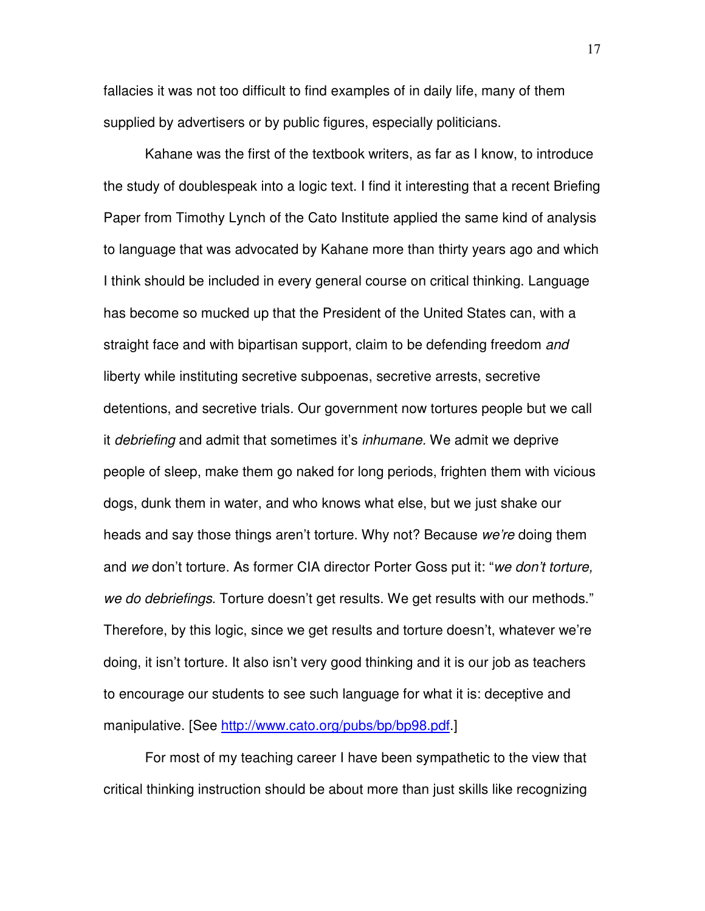fallacies it was not too difficult to find examples of in daily life, many of them supplied by advertisers or by public figures, especially politicians.

Kahane was the first of the textbook writers, as far as I know, to introduce the study of doublespeak into a logic text. I find it interesting that a recent Briefing Paper from Timothy Lynch of the Cato Institute applied the same kind of analysis to language that was advocated by Kahane more than thirty years ago and which I think should be included in every general course on critical thinking. Language has become so mucked up that the President of the United States can, with a straight face and with bipartisan support, claim to be defending freedom *and* liberty while instituting secretive subpoenas, secretive arrests, secretive detentions, and secretive trials. Our government now tortures people but we call it *debriefing* and admit that sometimes it's *inhumane*. We admit we deprive people of sleep, make them go naked for long periods, frighten them with vicious dogs, dunk them in water, and who knows what else, but we just shake our heads and say those things aren't torture. Why not? Because *we're* doing them and *we* don't torture. As former CIA director Porter Goss put it: "*we don't torture, we do debriefings*. Torture doesn't get results. We get results with our methods." Therefore, by this logic, since we get results and torture doesn't, whatever we're doing, it isn't torture. It also isn't very good thinking and it is our job as teachers to encourage our students to see such language for what it is: deceptive and manipulative. [See http://www.cato.org/pubs/bp/bp98.pdf.]

For most of my teaching career I have been sympathetic to the view that critical thinking instruction should be about more than just skills like recognizing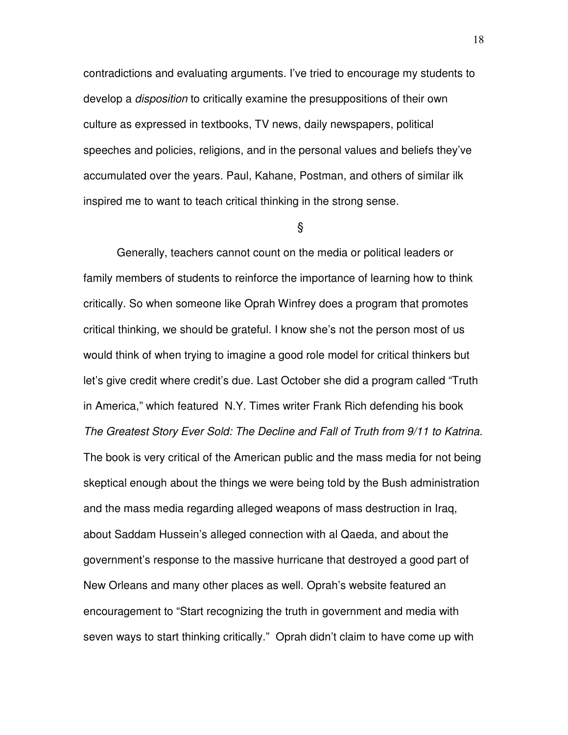contradictions and evaluating arguments. I've tried to encourage my students to develop a *disposition* to critically examine the presuppositions of their own culture as expressed in textbooks, TV news, daily newspapers, political speeches and policies, religions, and in the personal values and beliefs they've accumulated over the years. Paul, Kahane, Postman, and others of similar ilk inspired me to want to teach critical thinking in the strong sense.

§

Generally, teachers cannot count on the media or political leaders or family members of students to reinforce the importance of learning how to think critically. So when someone like Oprah Winfrey does a program that promotes critical thinking, we should be grateful. I know she's not the person most of us would think of when trying to imagine a good role model for critical thinkers but let's give credit where credit's due. Last October she did a program called "Truth in America," which featured N.Y. Times writer Frank Rich defending his book *The Greatest Story Ever Sold: The Decline and Fall of Truth from 9/11 to Katrina.* The book is very critical of the American public and the mass media for not being skeptical enough about the things we were being told by the Bush administration and the mass media regarding alleged weapons of mass destruction in Iraq, about Saddam Hussein's alleged connection with al Qaeda, and about the government's response to the massive hurricane that destroyed a good part of New Orleans and many other places as well. Oprah's website featured an encouragement to "Start recognizing the truth in government and media with seven ways to start thinking critically." Oprah didn't claim to have come up with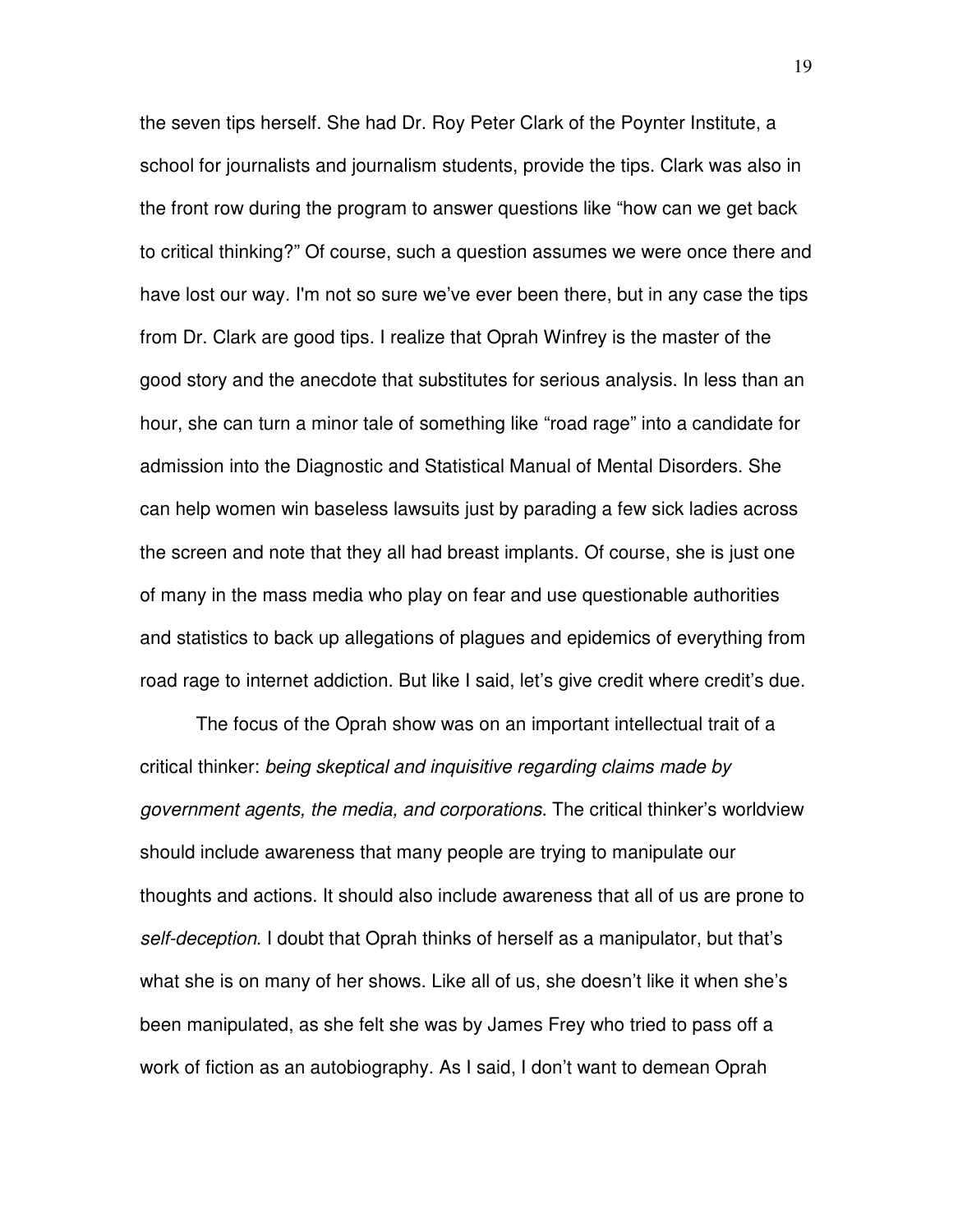the seven tips herself. She had Dr. Roy Peter Clark of the Poynter Institute, a school for journalists and journalism students, provide the tips. Clark was also in the front row during the program to answer questions like "how can we get back to critical thinking?" Of course, such a question assumes we were once there and have lost our way. I'm not so sure we've ever been there, but in any case the tips from Dr. Clark are good tips. I realize that Oprah Winfrey is the master of the good story and the anecdote that substitutes for serious analysis. In less than an hour, she can turn a minor tale of something like "road rage" into a candidate for admission into the Diagnostic and Statistical Manual of Mental Disorders. She can help women win baseless lawsuits just by parading a few sick ladies across the screen and note that they all had breast implants. Of course, she is just one of many in the mass media who play on fear and use questionable authorities and statistics to back up allegations of plagues and epidemics of everything from road rage to internet addiction. But like I said, let's give credit where credit's due.

The focus of the Oprah show was on an important intellectual trait of a critical thinker: *being skeptical and inquisitive regarding claims made by government agents, the media, and corporations*. The critical thinker's worldview should include awareness that many people are trying to manipulate our thoughts and actions. It should also include awareness that all of us are prone to *self-deception*. I doubt that Oprah thinks of herself as a manipulator, but that's what she is on many of her shows. Like all of us, she doesn't like it when she's been manipulated, as she felt she was by James Frey who tried to pass off a work of fiction as an autobiography. As I said, I don't want to demean Oprah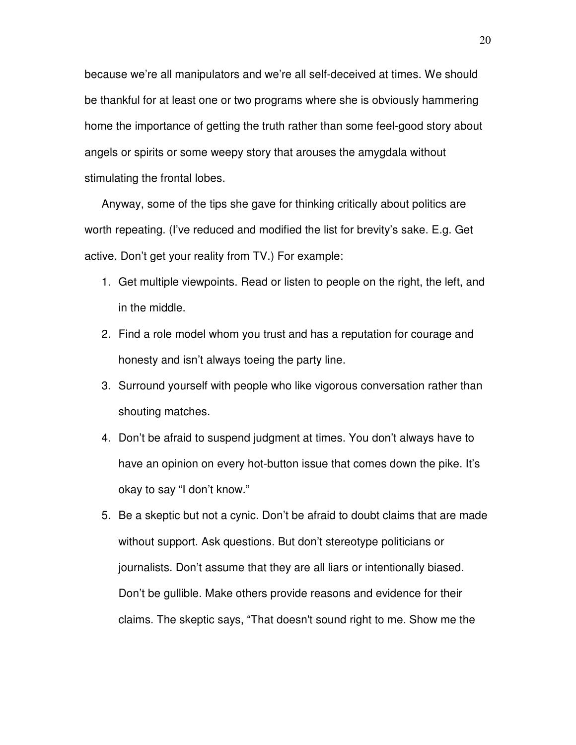because we're all manipulators and we're all self-deceived at times. We should be thankful for at least one or two programs where she is obviously hammering home the importance of getting the truth rather than some feel-good story about angels or spirits or some weepy story that arouses the amygdala without stimulating the frontal lobes.

Anyway, some of the tips she gave for thinking critically about politics are worth repeating. (I've reduced and modified the list for brevity's sake. E.g. Get active. Don't get your reality from TV.) For example:

1. Get multiple viewpoints. Read or listen to people on the right, the left, and in the middle.
2. Find a role model whom you trust and has a reputation for courage and honesty and isn't always toeing the party line.
3. Surround yourself with people who like vigorous conversation rather than shouting matches.
4. Don't be afraid to suspend judgment at times. You don't always have to have an opinion on every hot-button issue that comes down the pike. It's okay to say "I don't know."
5. Be a skeptic but not a cynic. Don't be afraid to doubt claims that are made without support. Ask questions. But don't stereotype politicians or journalists. Don't assume that they are all liars or intentionally biased. Don't be gullible. Make others provide reasons and evidence for their claims. The skeptic says, "That doesn't sound right to me. Show me the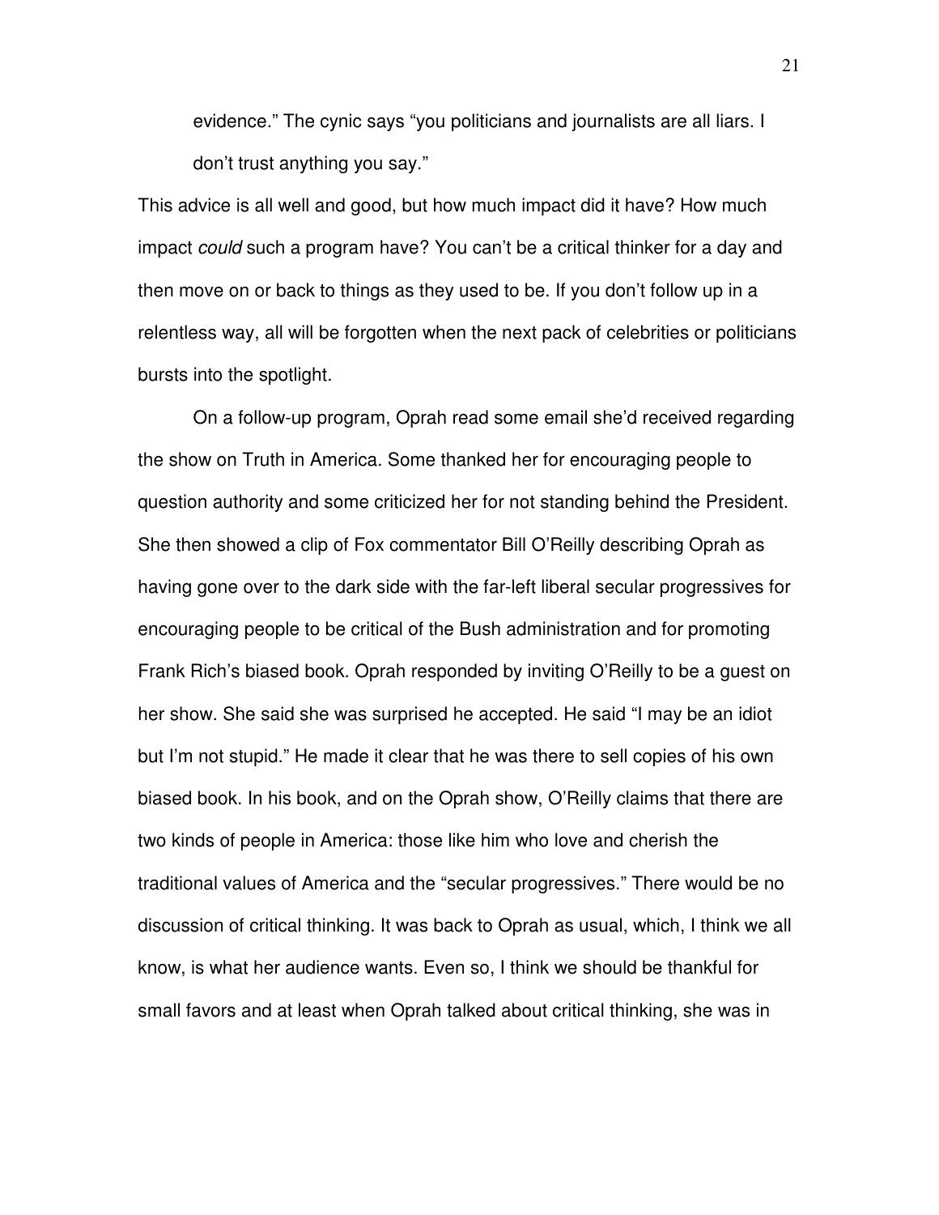evidence." The cynic says "you politicians and journalists are all liars. I don't trust anything you say."

This advice is all well and good, but how much impact did it have? How much impact *could* such a program have? You can't be a critical thinker for a day and then move on or back to things as they used to be. If you don't follow up in a relentless way, all will be forgotten when the next pack of celebrities or politicians bursts into the spotlight.

On a follow-up program, Oprah read some email she'd received regarding the show on Truth in America. Some thanked her for encouraging people to question authority and some criticized her for not standing behind the President. She then showed a clip of Fox commentator Bill O'Reilly describing Oprah as having gone over to the dark side with the far-left liberal secular progressives for encouraging people to be critical of the Bush administration and for promoting Frank Rich's biased book. Oprah responded by inviting O'Reilly to be a guest on her show. She said she was surprised he accepted. He said "I may be an idiot but I'm not stupid." He made it clear that he was there to sell copies of his own biased book. In his book, and on the Oprah show, O'Reilly claims that there are two kinds of people in America: those like him who love and cherish the traditional values of America and the "secular progressives." There would be no discussion of critical thinking. It was back to Oprah as usual, which, I think we all know, is what her audience wants. Even so, I think we should be thankful for small favors and at least when Oprah talked about critical thinking, she was in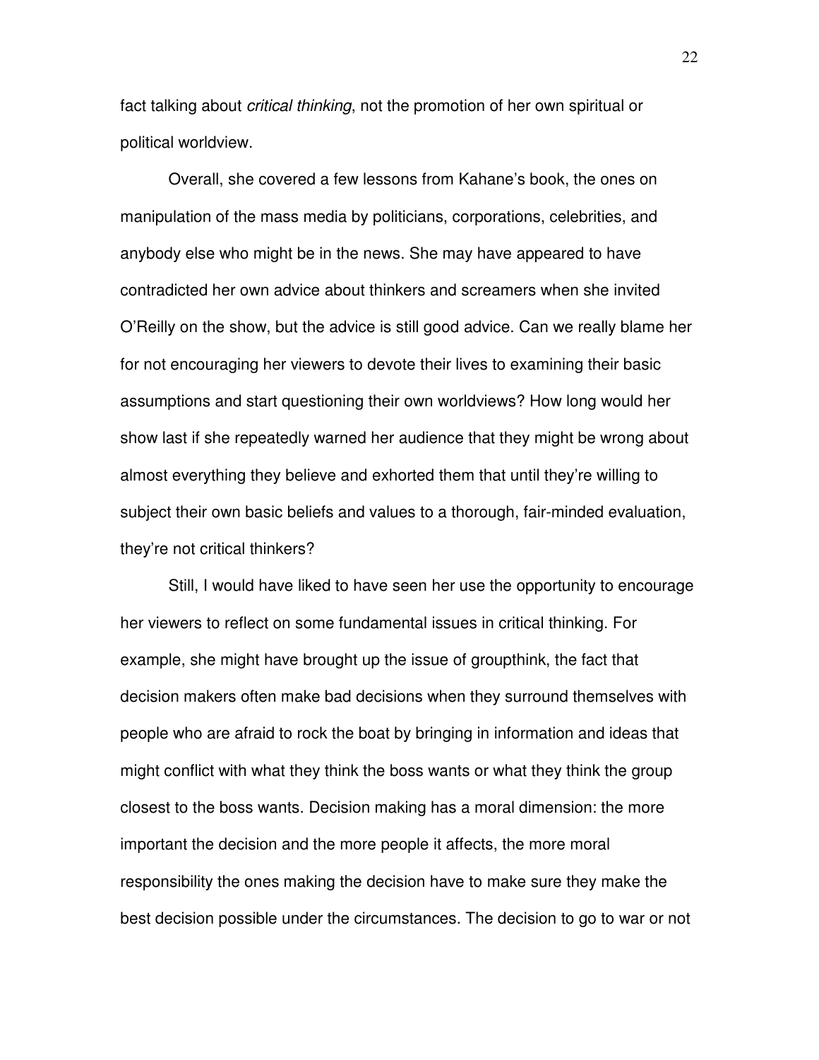fact talking about *critical thinking*, not the promotion of her own spiritual or political worldview.

Overall, she covered a few lessons from Kahane's book, the ones on manipulation of the mass media by politicians, corporations, celebrities, and anybody else who might be in the news. She may have appeared to have contradicted her own advice about thinkers and screamers when she invited O'Reilly on the show, but the advice is still good advice. Can we really blame her for not encouraging her viewers to devote their lives to examining their basic assumptions and start questioning their own worldviews? How long would her show last if she repeatedly warned her audience that they might be wrong about almost everything they believe and exhorted them that until they're willing to subject their own basic beliefs and values to a thorough, fair-minded evaluation, they're not critical thinkers?

Still, I would have liked to have seen her use the opportunity to encourage her viewers to reflect on some fundamental issues in critical thinking. For example, she might have brought up the issue of groupthink, the fact that decision makers often make bad decisions when they surround themselves with people who are afraid to rock the boat by bringing in information and ideas that might conflict with what they think the boss wants or what they think the group closest to the boss wants. Decision making has a moral dimension: the more important the decision and the more people it affects, the more moral responsibility the ones making the decision have to make sure they make the best decision possible under the circumstances. The decision to go to war or not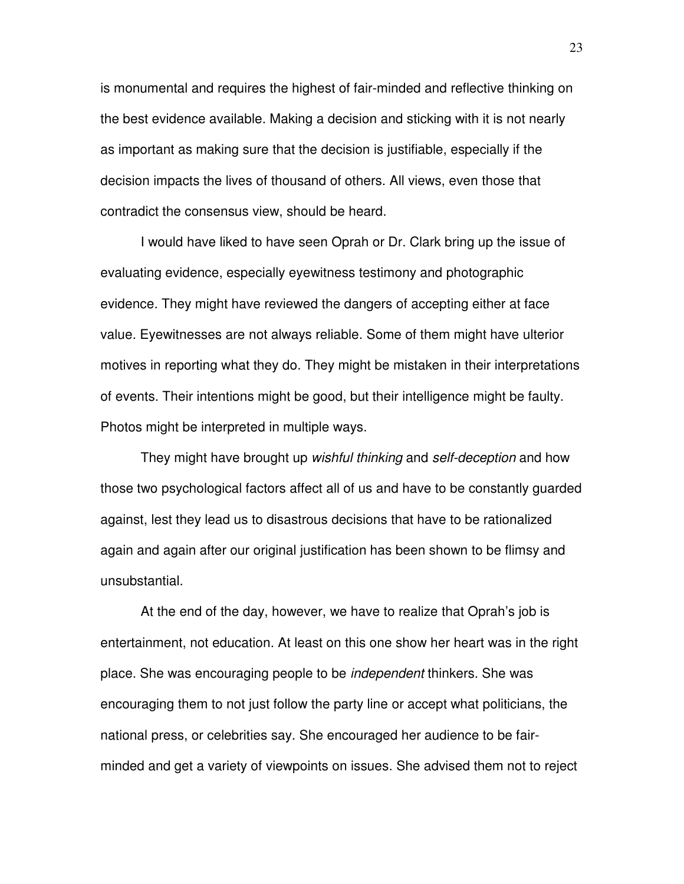is monumental and requires the highest of fair-minded and reflective thinking on the best evidence available. Making a decision and sticking with it is not nearly as important as making sure that the decision is justifiable, especially if the decision impacts the lives of thousand of others. All views, even those that contradict the consensus view, should be heard.

I would have liked to have seen Oprah or Dr. Clark bring up the issue of evaluating evidence, especially eyewitness testimony and photographic evidence. They might have reviewed the dangers of accepting either at face value. Eyewitnesses are not always reliable. Some of them might have ulterior motives in reporting what they do. They might be mistaken in their interpretations of events. Their intentions might be good, but their intelligence might be faulty. Photos might be interpreted in multiple ways.

They might have brought up *wishful thinking* and *self-deception* and how those two psychological factors affect all of us and have to be constantly guarded against, lest they lead us to disastrous decisions that have to be rationalized again and again after our original justification has been shown to be flimsy and unsubstantial.

At the end of the day, however, we have to realize that Oprah's job is entertainment, not education. At least on this one show her heart was in the right place. She was encouraging people to be *independent* thinkers. She was encouraging them to not just follow the party line or accept what politicians, the national press, or celebrities say. She encouraged her audience to be fair-minded and get a variety of viewpoints on issues. She advised them not to reject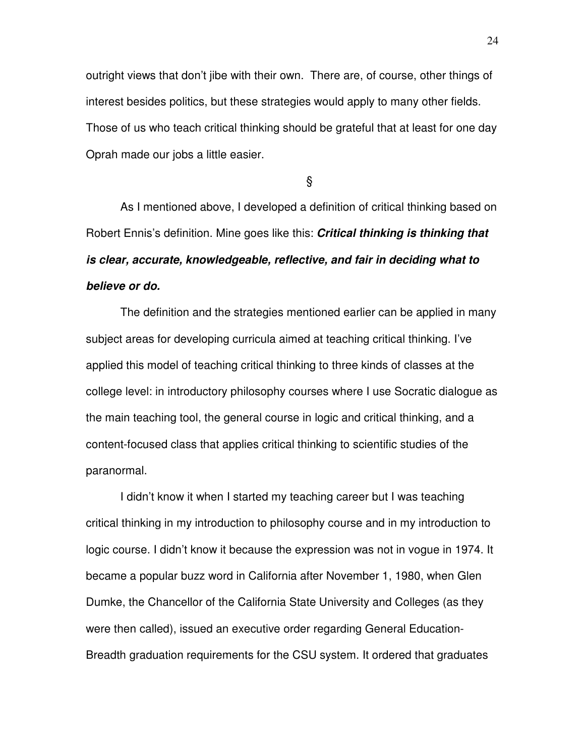outright views that don't jibe with their own. There are, of course, other things of interest besides politics, but these strategies would apply to many other fields. Those of us who teach critical thinking should be grateful that at least for one day Oprah made our jobs a little easier.

§

As I mentioned above, I developed a definition of critical thinking based on Robert Ennis's definition. Mine goes like this: ***Critical thinking is thinking that is clear, accurate, knowledgeable, reflective, and fair in deciding what to believe or do.***

The definition and the strategies mentioned earlier can be applied in many subject areas for developing curricula aimed at teaching critical thinking. I've applied this model of teaching critical thinking to three kinds of classes at the college level: in introductory philosophy courses where I use Socratic dialogue as the main teaching tool, the general course in logic and critical thinking, and a content-focused class that applies critical thinking to scientific studies of the paranormal.

I didn't know it when I started my teaching career but I was teaching critical thinking in my introduction to philosophy course and in my introduction to logic course. I didn't know it because the expression was not in vogue in 1974. It became a popular buzz word in California after November 1, 1980, when Glen Dumke, the Chancellor of the California State University and Colleges (as they were then called), issued an executive order regarding General Education-Breadth graduation requirements for the CSU system. It ordered that graduates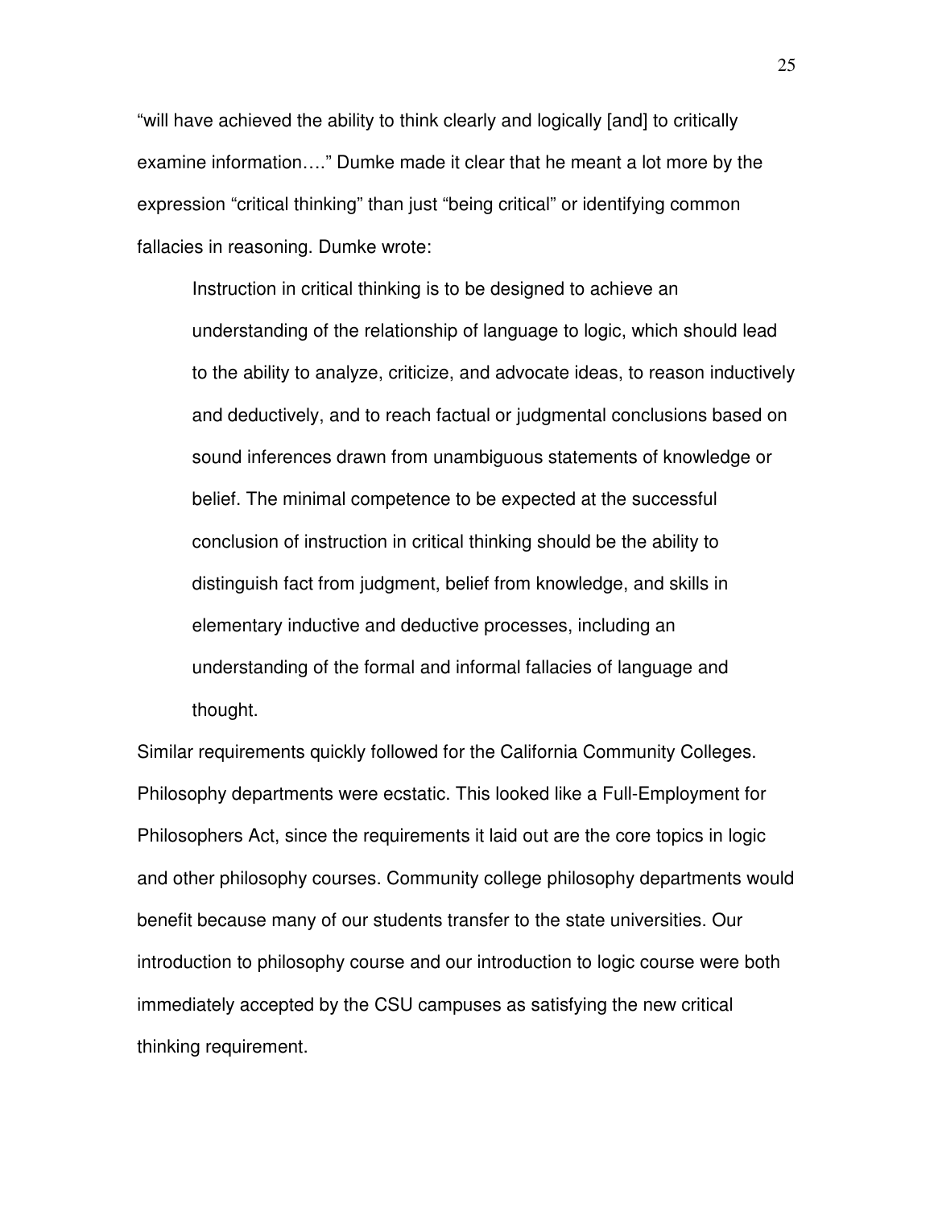"will have achieved the ability to think clearly and logically [and] to critically examine information…." Dumke made it clear that he meant a lot more by the expression "critical thinking" than just "being critical" or identifying common fallacies in reasoning. Dumke wrote:

> Instruction in critical thinking is to be designed to achieve an understanding of the relationship of language to logic, which should lead to the ability to analyze, criticize, and advocate ideas, to reason inductively and deductively, and to reach factual or judgmental conclusions based on sound inferences drawn from unambiguous statements of knowledge or belief. The minimal competence to be expected at the successful conclusion of instruction in critical thinking should be the ability to distinguish fact from judgment, belief from knowledge, and skills in elementary inductive and deductive processes, including an understanding of the formal and informal fallacies of language and thought.

Similar requirements quickly followed for the California Community Colleges. Philosophy departments were ecstatic. This looked like a Full-Employment for Philosophers Act, since the requirements it laid out are the core topics in logic and other philosophy courses. Community college philosophy departments would benefit because many of our students transfer to the state universities. Our introduction to philosophy course and our introduction to logic course were both immediately accepted by the CSU campuses as satisfying the new critical thinking requirement.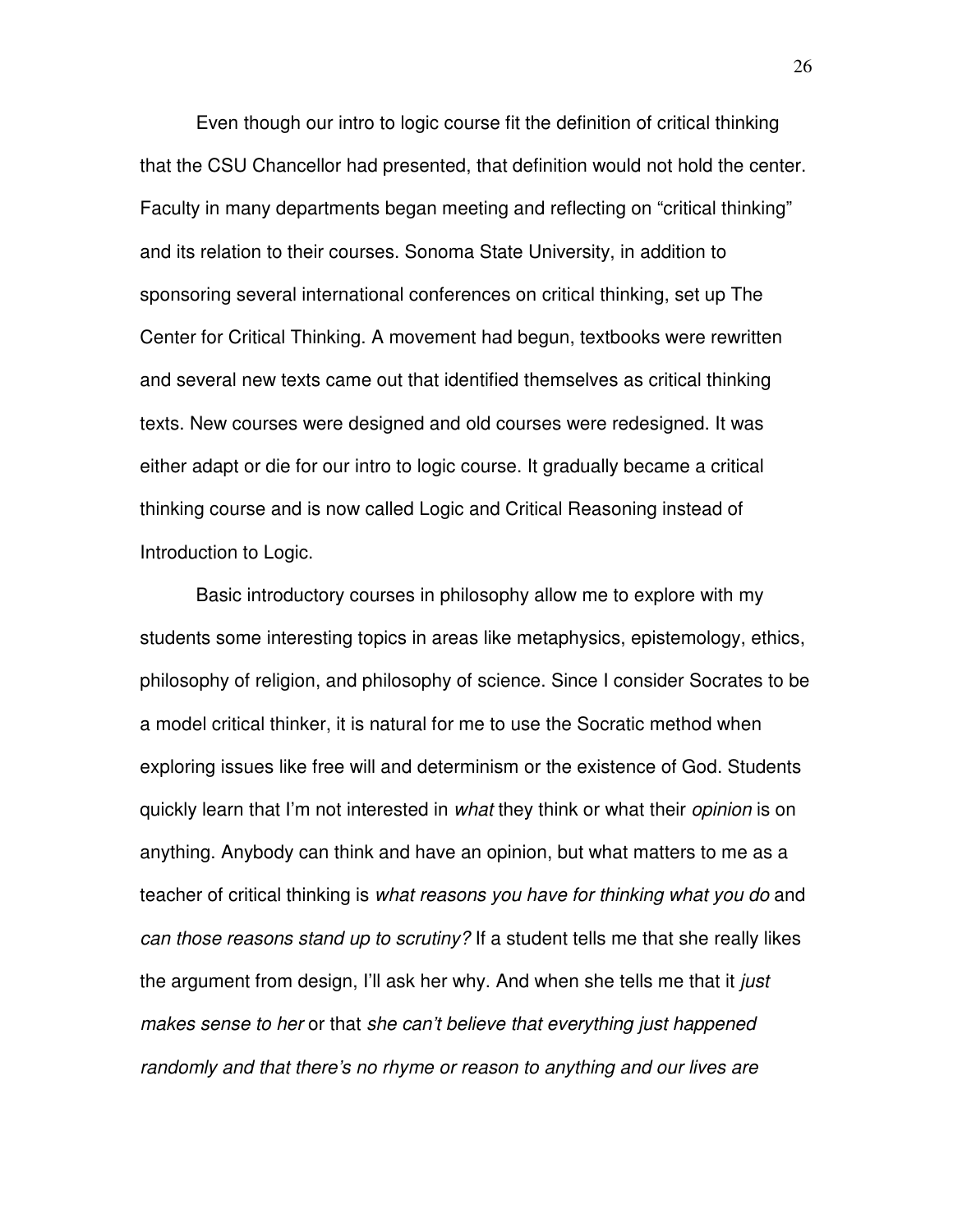Even though our intro to logic course fit the definition of critical thinking that the CSU Chancellor had presented, that definition would not hold the center. Faculty in many departments began meeting and reflecting on "critical thinking" and its relation to their courses. Sonoma State University, in addition to sponsoring several international conferences on critical thinking, set up The Center for Critical Thinking. A movement had begun, textbooks were rewritten and several new texts came out that identified themselves as critical thinking texts. New courses were designed and old courses were redesigned. It was either adapt or die for our intro to logic course. It gradually became a critical thinking course and is now called Logic and Critical Reasoning instead of Introduction to Logic.

Basic introductory courses in philosophy allow me to explore with my students some interesting topics in areas like metaphysics, epistemology, ethics, philosophy of religion, and philosophy of science. Since I consider Socrates to be a model critical thinker, it is natural for me to use the Socratic method when exploring issues like free will and determinism or the existence of God. Students quickly learn that I'm not interested in *what* they think or what their *opinion* is on anything. Anybody can think and have an opinion, but what matters to me as a teacher of critical thinking is *what reasons you have for thinking what you do* and *can those reasons stand up to scrutiny?* If a student tells me that she really likes the argument from design, I'll ask her why. And when she tells me that it *just makes sense to her* or that *she can't believe that everything just happened randomly and that there's no rhyme or reason to anything and our lives are*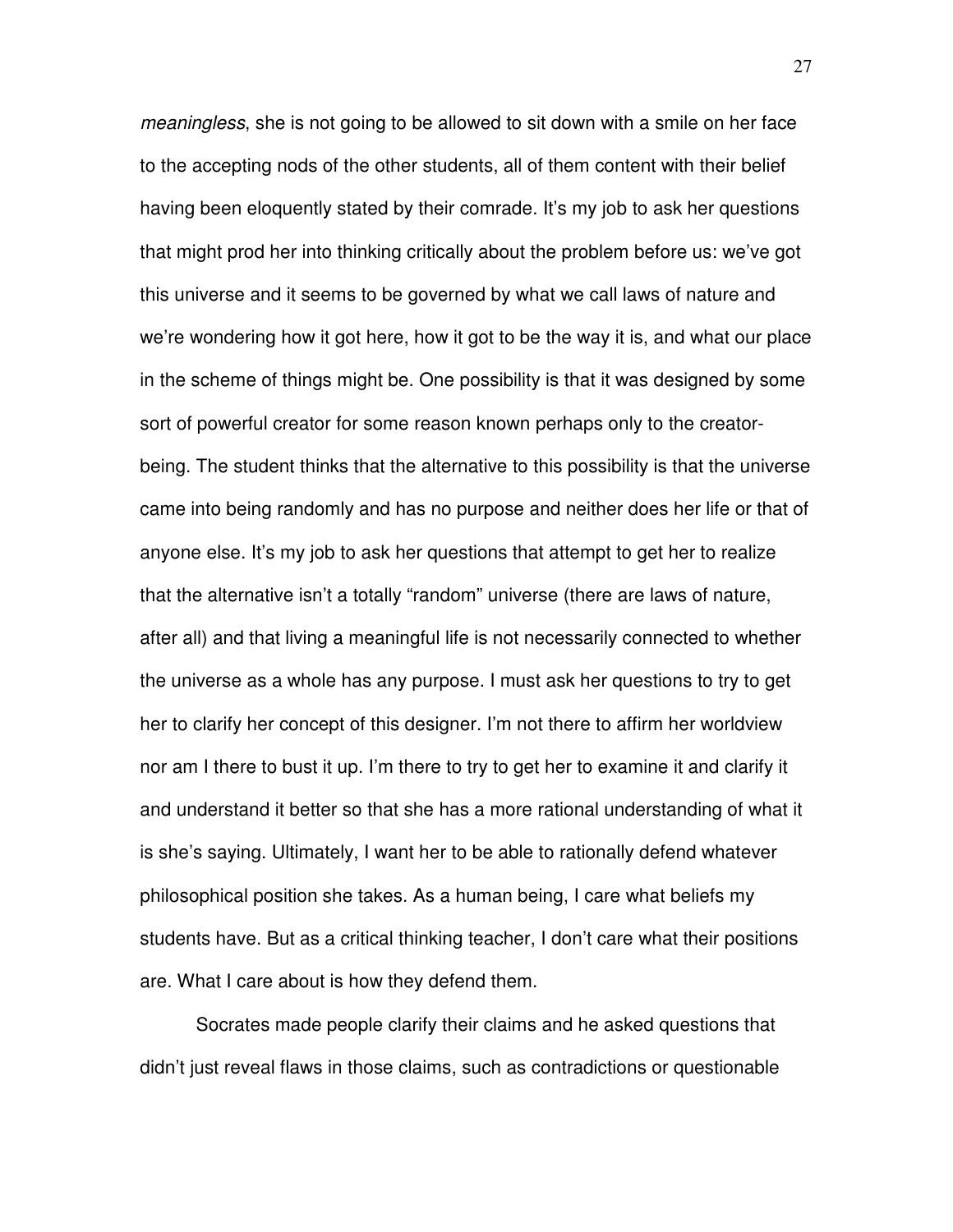*meaningless*, she is not going to be allowed to sit down with a smile on her face to the accepting nods of the other students, all of them content with their belief having been eloquently stated by their comrade. It's my job to ask her questions that might prod her into thinking critically about the problem before us: we've got this universe and it seems to be governed by what we call laws of nature and we're wondering how it got here, how it got to be the way it is, and what our place in the scheme of things might be. One possibility is that it was designed by some sort of powerful creator for some reason known perhaps only to the creator-being. The student thinks that the alternative to this possibility is that the universe came into being randomly and has no purpose and neither does her life or that of anyone else. It's my job to ask her questions that attempt to get her to realize that the alternative isn't a totally "random" universe (there are laws of nature, after all) and that living a meaningful life is not necessarily connected to whether the universe as a whole has any purpose. I must ask her questions to try to get her to clarify her concept of this designer. I'm not there to affirm her worldview nor am I there to bust it up. I'm there to try to get her to examine it and clarify it and understand it better so that she has a more rational understanding of what it is she's saying. Ultimately, I want her to be able to rationally defend whatever philosophical position she takes. As a human being, I care what beliefs my students have. But as a critical thinking teacher, I don't care what their positions are. What I care about is how they defend them.

Socrates made people clarify their claims and he asked questions that didn't just reveal flaws in those claims, such as contradictions or questionable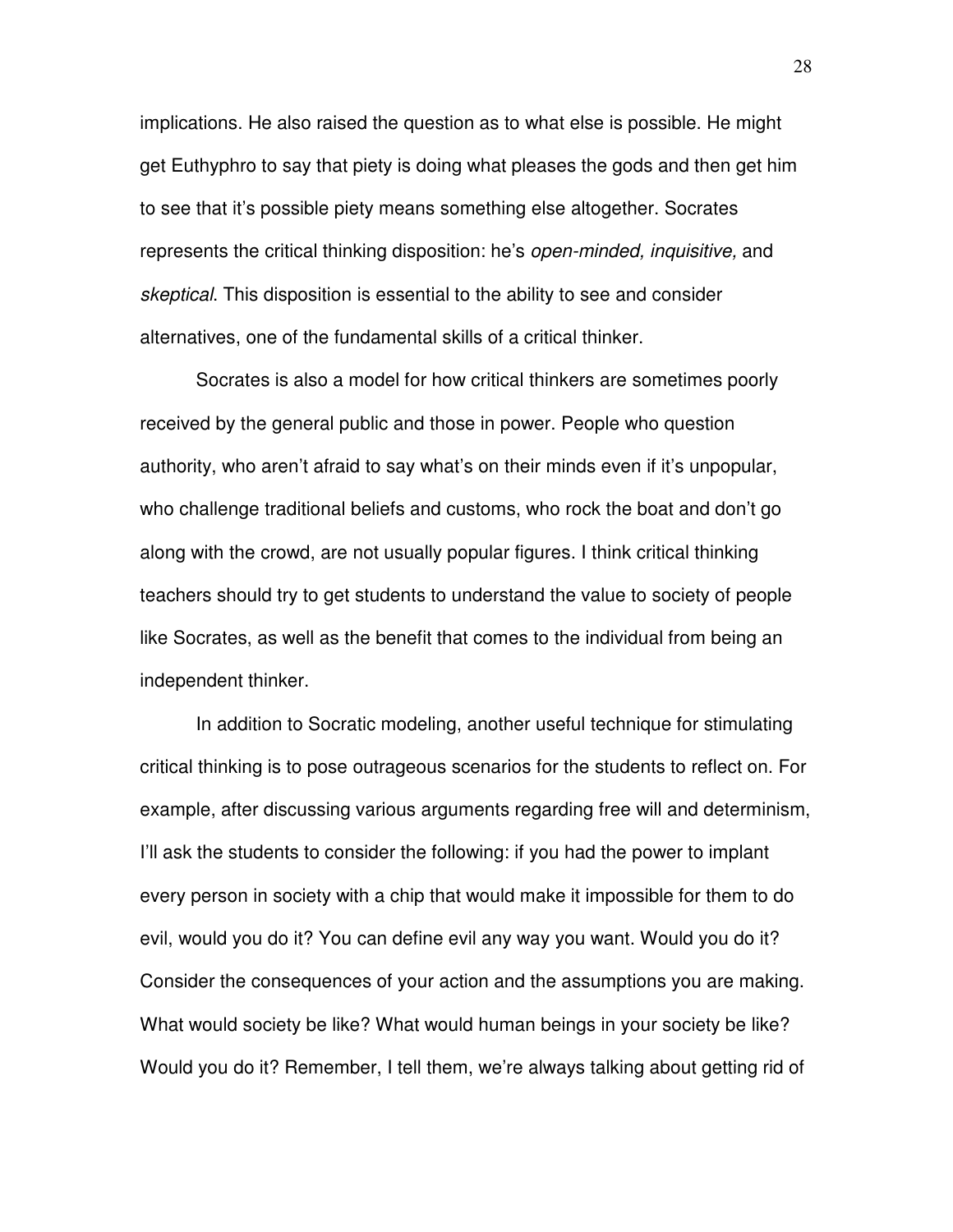implications. He also raised the question as to what else is possible. He might get Euthyphro to say that piety is doing what pleases the gods and then get him to see that it's possible piety means something else altogether. Socrates represents the critical thinking disposition: he's *open-minded, inquisitive,* and *skeptical*. This disposition is essential to the ability to see and consider alternatives, one of the fundamental skills of a critical thinker.

Socrates is also a model for how critical thinkers are sometimes poorly received by the general public and those in power. People who question authority, who aren't afraid to say what's on their minds even if it's unpopular, who challenge traditional beliefs and customs, who rock the boat and don't go along with the crowd, are not usually popular figures. I think critical thinking teachers should try to get students to understand the value to society of people like Socrates, as well as the benefit that comes to the individual from being an independent thinker.

In addition to Socratic modeling, another useful technique for stimulating critical thinking is to pose outrageous scenarios for the students to reflect on. For example, after discussing various arguments regarding free will and determinism, I'll ask the students to consider the following: if you had the power to implant every person in society with a chip that would make it impossible for them to do evil, would you do it? You can define evil any way you want. Would you do it? Consider the consequences of your action and the assumptions you are making. What would society be like? What would human beings in your society be like? Would you do it? Remember, I tell them, we're always talking about getting rid of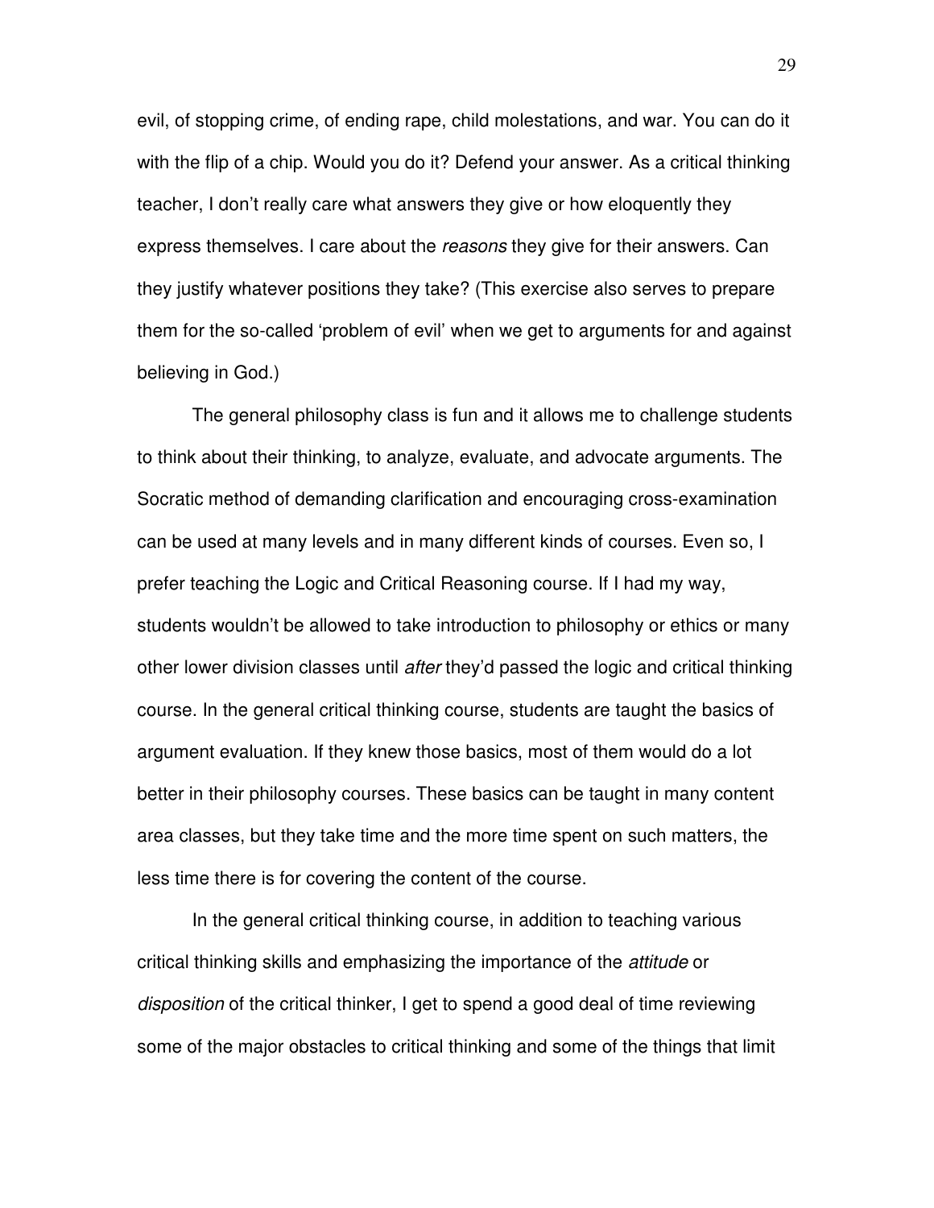evil, of stopping crime, of ending rape, child molestations, and war. You can do it with the flip of a chip. Would you do it? Defend your answer. As a critical thinking teacher, I don't really care what answers they give or how eloquently they express themselves. I care about the *reasons* they give for their answers. Can they justify whatever positions they take? (This exercise also serves to prepare them for the so-called 'problem of evil' when we get to arguments for and against believing in God.)

The general philosophy class is fun and it allows me to challenge students to think about their thinking, to analyze, evaluate, and advocate arguments. The Socratic method of demanding clarification and encouraging cross-examination can be used at many levels and in many different kinds of courses. Even so, I prefer teaching the Logic and Critical Reasoning course. If I had my way, students wouldn't be allowed to take introduction to philosophy or ethics or many other lower division classes until *after* they'd passed the logic and critical thinking course. In the general critical thinking course, students are taught the basics of argument evaluation. If they knew those basics, most of them would do a lot better in their philosophy courses. These basics can be taught in many content area classes, but they take time and the more time spent on such matters, the less time there is for covering the content of the course.

In the general critical thinking course, in addition to teaching various critical thinking skills and emphasizing the importance of the *attitude* or *disposition* of the critical thinker, I get to spend a good deal of time reviewing some of the major obstacles to critical thinking and some of the things that limit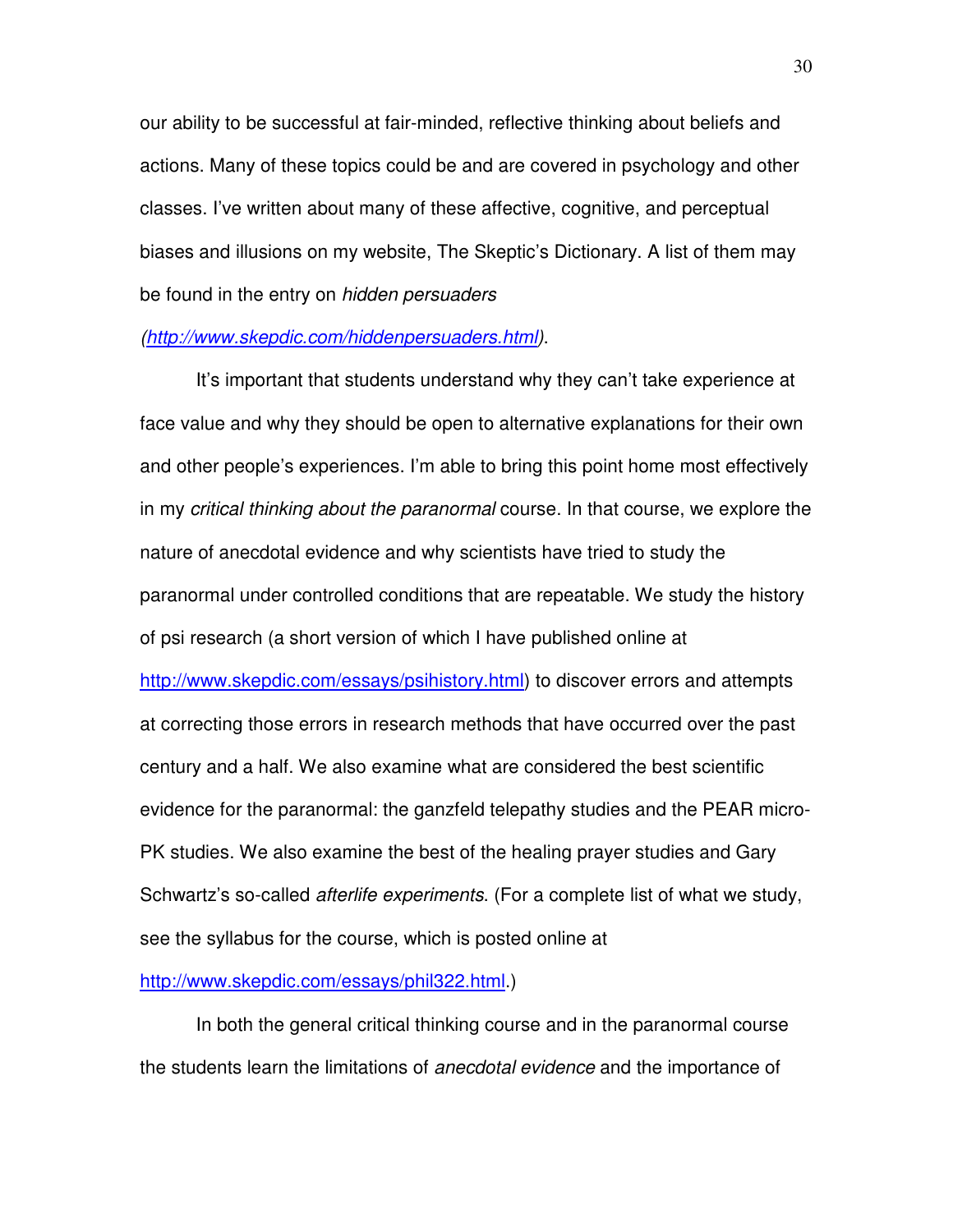our ability to be successful at fair-minded, reflective thinking about beliefs and actions. Many of these topics could be and are covered in psychology and other classes. I've written about many of these affective, cognitive, and perceptual biases and illusions on my website, The Skeptic's Dictionary. A list of them may be found in the entry on *hidden persuaders* *(http://www.skepdic.com/hiddenpersuaders.html)*.

It's important that students understand why they can't take experience at face value and why they should be open to alternative explanations for their own and other people's experiences. I'm able to bring this point home most effectively in my *critical thinking about the paranormal* course. In that course, we explore the nature of anecdotal evidence and why scientists have tried to study the paranormal under controlled conditions that are repeatable. We study the history of psi research (a short version of which I have published online at http://www.skepdic.com/essays/psihistory.html) to discover errors and attempts at correcting those errors in research methods that have occurred over the past century and a half. We also examine what are considered the best scientific evidence for the paranormal: the ganzfeld telepathy studies and the PEAR micro-PK studies. We also examine the best of the healing prayer studies and Gary Schwartz's so-called *afterlife experiments*. (For a complete list of what we study, see the syllabus for the course, which is posted online at http://www.skepdic.com/essays/phil322.html.)

In both the general critical thinking course and in the paranormal course the students learn the limitations of *anecdotal evidence* and the importance of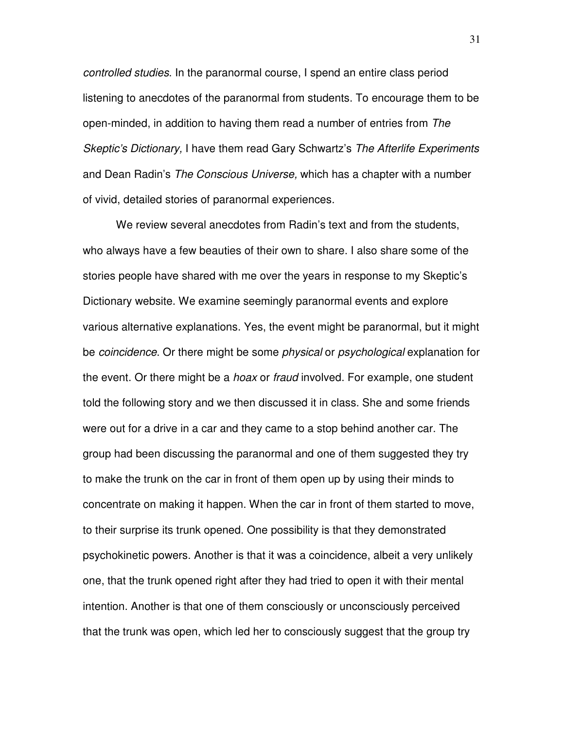*controlled studies*. In the paranormal course, I spend an entire class period listening to anecdotes of the paranormal from students. To encourage them to be open-minded, in addition to having them read a number of entries from *The Skeptic's Dictionary,* I have them read Gary Schwartz's *The Afterlife Experiments* and Dean Radin's *The Conscious Universe,* which has a chapter with a number of vivid, detailed stories of paranormal experiences.

We review several anecdotes from Radin's text and from the students, who always have a few beauties of their own to share. I also share some of the stories people have shared with me over the years in response to my Skeptic's Dictionary website. We examine seemingly paranormal events and explore various alternative explanations. Yes, the event might be paranormal, but it might be *coincidence*. Or there might be some *physical* or *psychological* explanation for the event. Or there might be a *hoax* or *fraud* involved. For example, one student told the following story and we then discussed it in class. She and some friends were out for a drive in a car and they came to a stop behind another car. The group had been discussing the paranormal and one of them suggested they try to make the trunk on the car in front of them open up by using their minds to concentrate on making it happen. When the car in front of them started to move, to their surprise its trunk opened. One possibility is that they demonstrated psychokinetic powers. Another is that it was a coincidence, albeit a very unlikely one, that the trunk opened right after they had tried to open it with their mental intention. Another is that one of them consciously or unconsciously perceived that the trunk was open, which led her to consciously suggest that the group try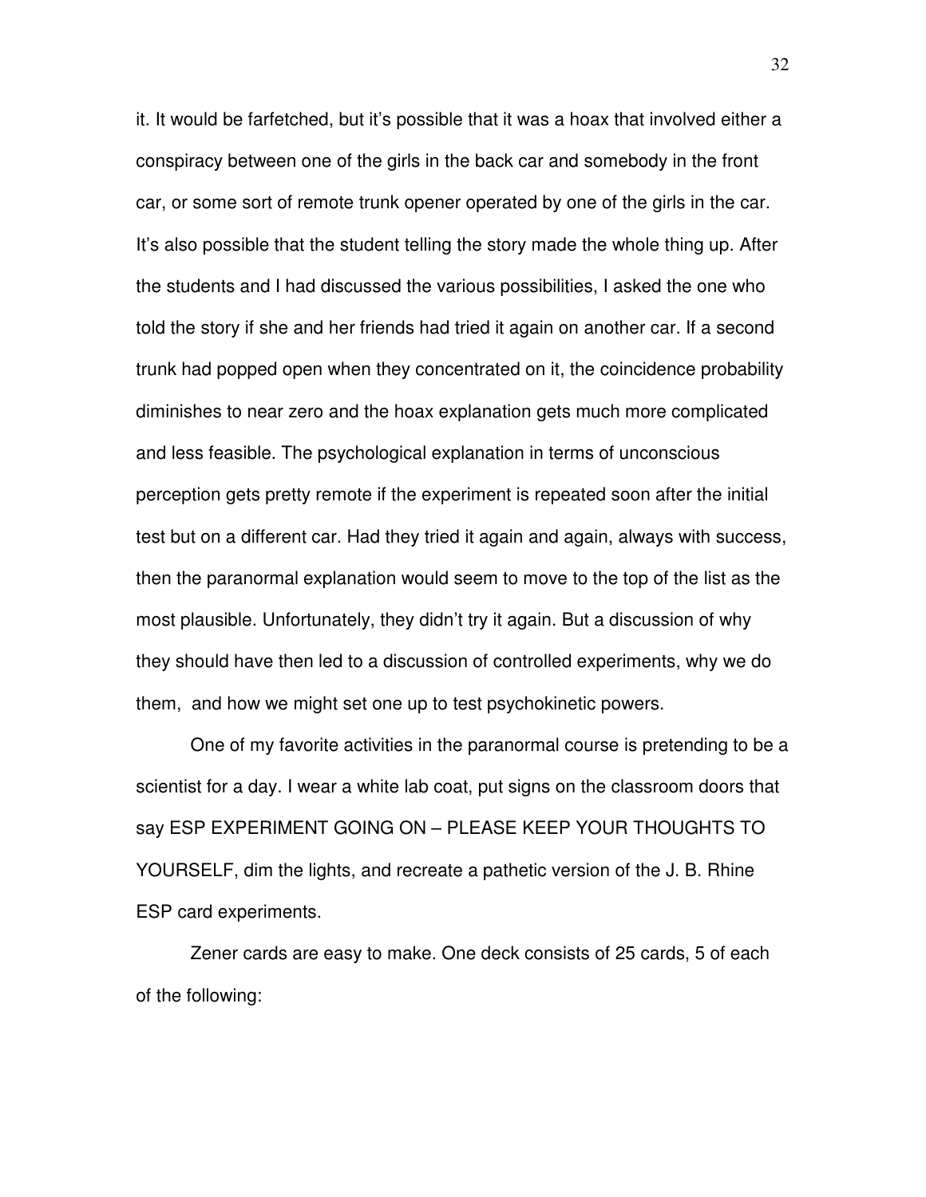it. It would be farfetched, but it's possible that it was a hoax that involved either a conspiracy between one of the girls in the back car and somebody in the front car, or some sort of remote trunk opener operated by one of the girls in the car. It's also possible that the student telling the story made the whole thing up. After the students and I had discussed the various possibilities, I asked the one who told the story if she and her friends had tried it again on another car. If a second trunk had popped open when they concentrated on it, the coincidence probability diminishes to near zero and the hoax explanation gets much more complicated and less feasible. The psychological explanation in terms of unconscious perception gets pretty remote if the experiment is repeated soon after the initial test but on a different car. Had they tried it again and again, always with success, then the paranormal explanation would seem to move to the top of the list as the most plausible. Unfortunately, they didn't try it again. But a discussion of why they should have then led to a discussion of controlled experiments, why we do them, and how we might set one up to test psychokinetic powers.

One of my favorite activities in the paranormal course is pretending to be a scientist for a day. I wear a white lab coat, put signs on the classroom doors that say ESP EXPERIMENT GOING ON – PLEASE KEEP YOUR THOUGHTS TO YOURSELF, dim the lights, and recreate a pathetic version of the J. B. Rhine ESP card experiments.

Zener cards are easy to make. One deck consists of 25 cards, 5 of each of the following: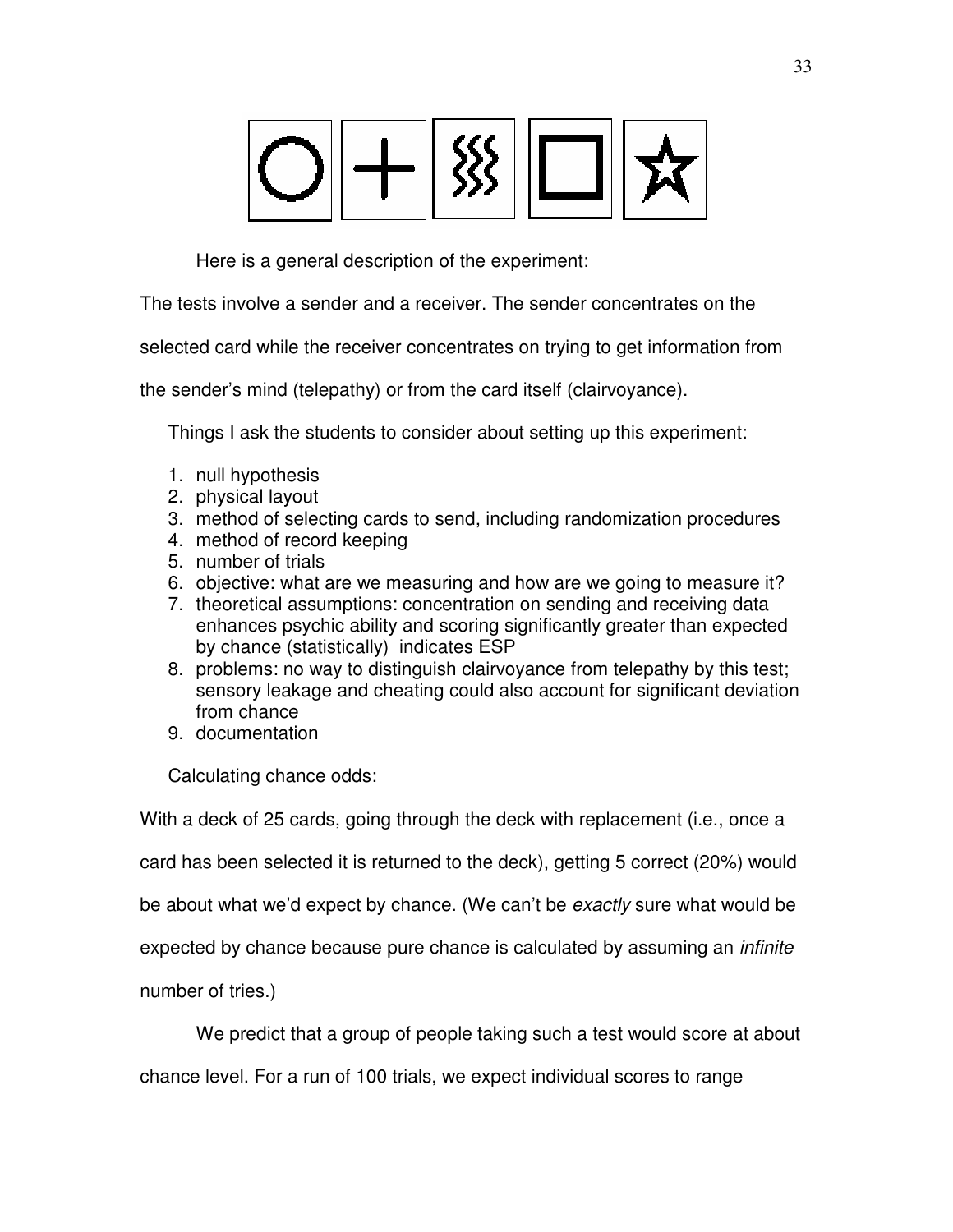Here is a general description of the experiment:

The tests involve a sender and a receiver. The sender concentrates on the selected card while the receiver concentrates on trying to get information from the sender's mind (telepathy) or from the card itself (clairvoyance).

Things I ask the students to consider about setting up this experiment:

1. null hypothesis
2. physical layout
3. method of selecting cards to send, including randomization procedures
4. method of record keeping
5. number of trials
6. objective: what are we measuring and how are we going to measure it?
7. theoretical assumptions: concentration on sending and receiving data enhances psychic ability and scoring significantly greater than expected by chance (statistically) indicates ESP
8. problems: no way to distinguish clairvoyance from telepathy by this test; sensory leakage and cheating could also account for significant deviation from chance
9. documentation

Calculating chance odds:

With a deck of 25 cards, going through the deck with replacement (i.e., once a card has been selected it is returned to the deck), getting 5 correct (20%) would be about what we'd expect by chance. (We can't be *exactly* sure what would be expected by chance because pure chance is calculated by assuming an *infinite* number of tries.)

We predict that a group of people taking such a test would score at about chance level. For a run of 100 trials, we expect individual scores to range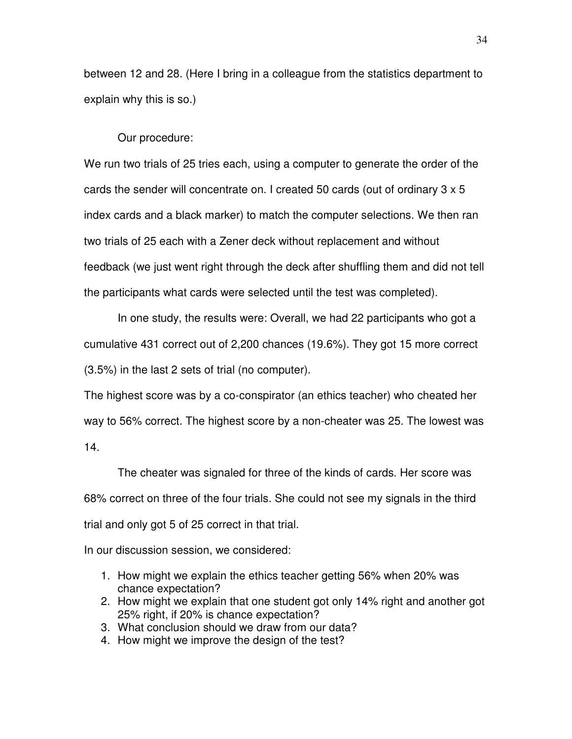between 12 and 28. (Here I bring in a colleague from the statistics department to explain why this is so.)

Our procedure:

We run two trials of 25 tries each, using a computer to generate the order of the cards the sender will concentrate on. I created 50 cards (out of ordinary 3 x 5 index cards and a black marker) to match the computer selections. We then ran two trials of 25 each with a Zener deck without replacement and without feedback (we just went right through the deck after shuffling them and did not tell the participants what cards were selected until the test was completed).

In one study, the results were: Overall, we had 22 participants who got a cumulative 431 correct out of 2,200 chances (19.6%). They got 15 more correct (3.5%) in the last 2 sets of trial (no computer).

The highest score was by a co-conspirator (an ethics teacher) who cheated her way to 56% correct. The highest score by a non-cheater was 25. The lowest was 14.

The cheater was signaled for three of the kinds of cards. Her score was 68% correct on three of the four trials. She could not see my signals in the third trial and only got 5 of 25 correct in that trial.

In our discussion session, we considered:

1. How might we explain the ethics teacher getting 56% when 20% was chance expectation?
2. How might we explain that one student got only 14% right and another got 25% right, if 20% is chance expectation?
3. What conclusion should we draw from our data?
4. How might we improve the design of the test?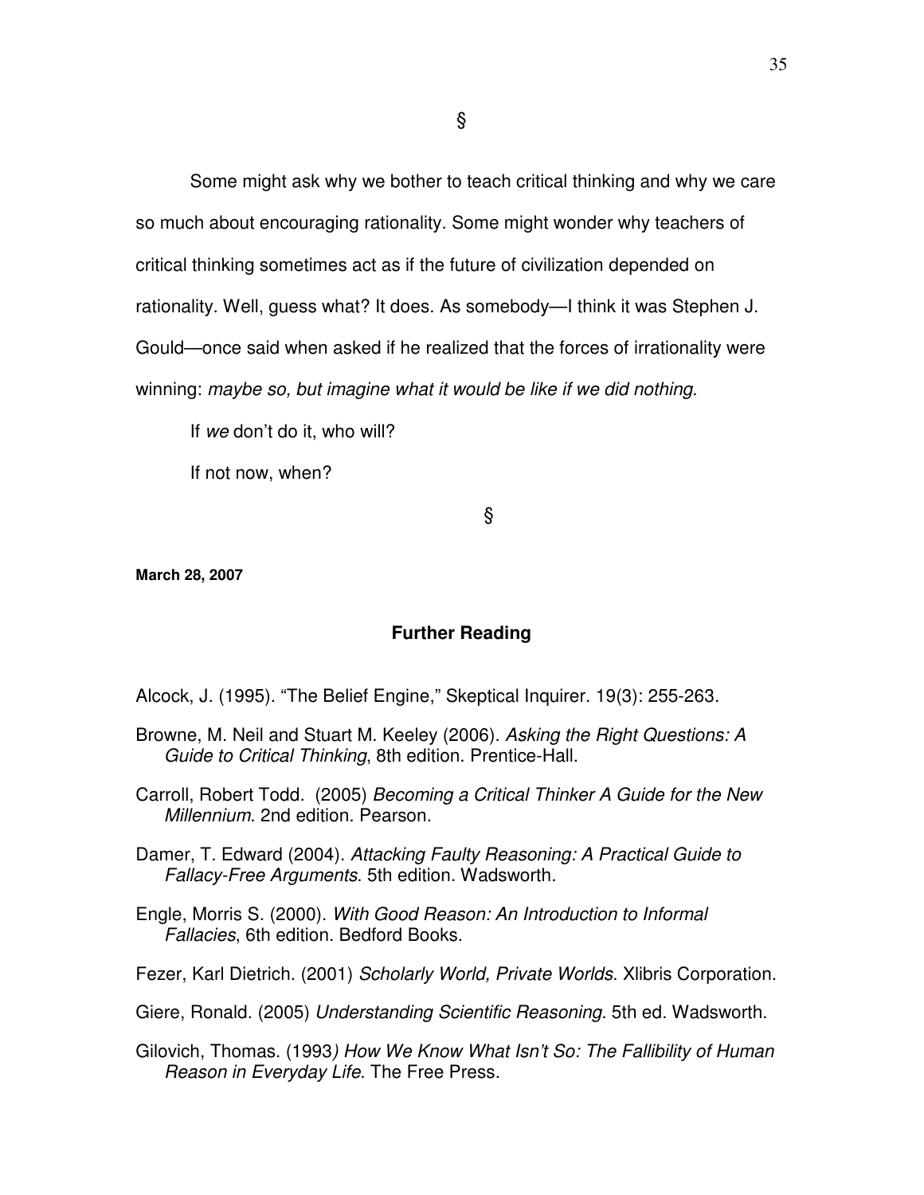§

Some might ask why we bother to teach critical thinking and why we care so much about encouraging rationality. Some might wonder why teachers of critical thinking sometimes act as if the future of civilization depended on rationality. Well, guess what? It does. As somebody—I think it was Stephen J. Gould—once said when asked if he realized that the forces of irrationality were winning: *maybe so, but imagine what it would be like if we did nothing*.

If *we* don't do it, who will?

If not now, when?

§

**March 28, 2007**

## Further Reading

Alcock, J. (1995). "The Belief Engine," Skeptical Inquirer. 19(3): 255-263.

Browne, M. Neil and Stuart M. Keeley (2006). *Asking the Right Questions: A Guide to Critical Thinking*, 8th edition. Prentice-Hall.

Carroll, Robert Todd. (2005) *Becoming a Critical Thinker A Guide for the New Millennium*. 2nd edition. Pearson.

Damer, T. Edward (2004). *Attacking Faulty Reasoning: A Practical Guide to Fallacy-Free Arguments*. 5th edition. Wadsworth.

Engle, Morris S. (2000). *With Good Reason: An Introduction to Informal Fallacies*, 6th edition. Bedford Books.

Fezer, Karl Dietrich. (2001) *Scholarly World, Private Worlds*. Xlibris Corporation.

Giere, Ronald. (2005) *Understanding Scientific Reasoning*. 5th ed. Wadsworth.

Gilovich, Thomas. (1993*) How We Know What Isn't So: The Fallibility of Human Reason in Everyday Life*. The Free Press.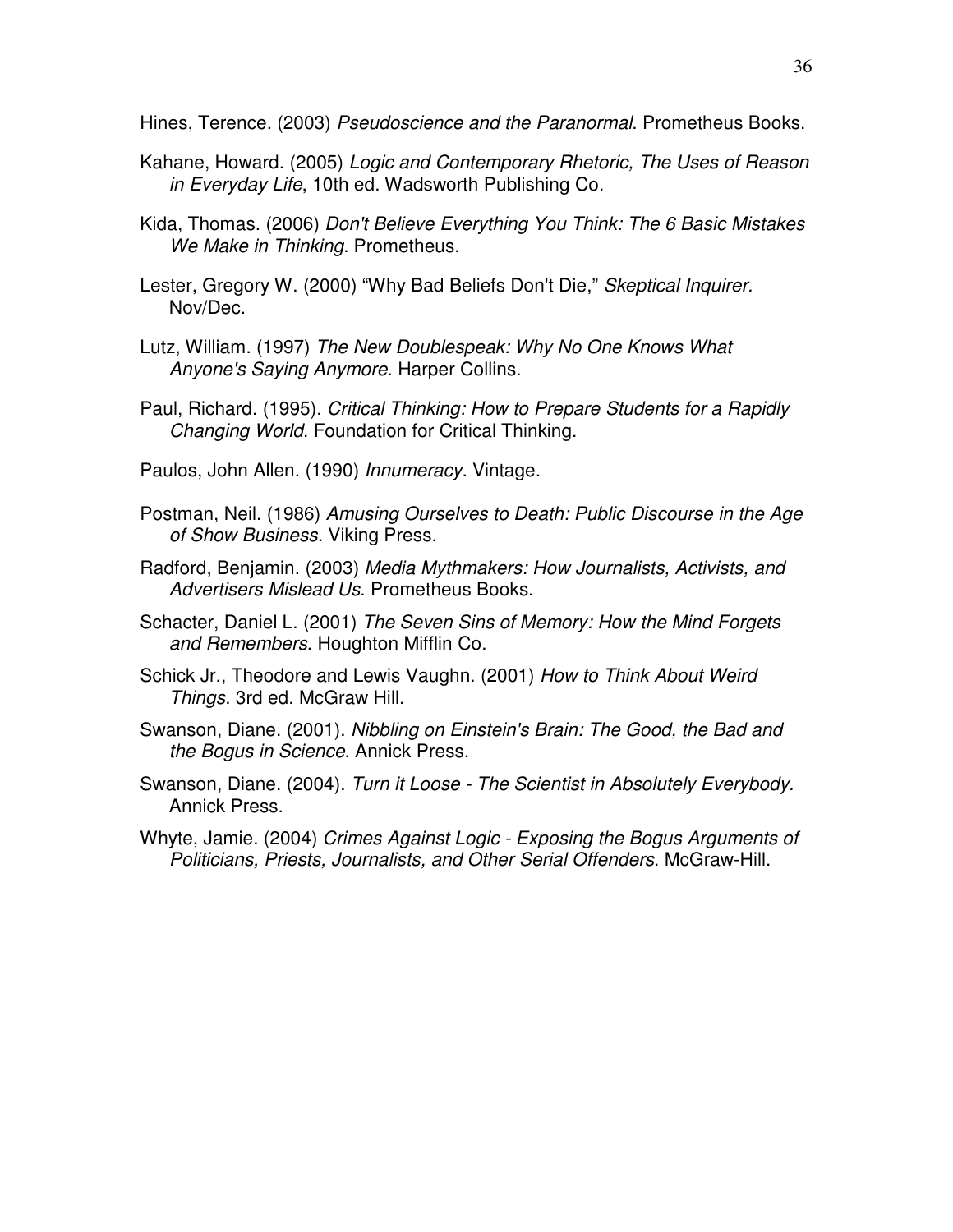Hines, Terence. (2003) *Pseudoscience and the Paranormal*. Prometheus Books.

Kahane, Howard. (2005) *Logic and Contemporary Rhetoric, The Uses of Reason in Everyday Life*, 10th ed. Wadsworth Publishing Co.

Kida, Thomas. (2006) *Don't Believe Everything You Think: The 6 Basic Mistakes We Make in Thinking*. Prometheus.

Lester, Gregory W. (2000) "Why Bad Beliefs Don't Die," *Skeptical Inquirer.* Nov/Dec.

Lutz, William. (1997) *The New Doublespeak: Why No One Knows What Anyone's Saying Anymore*. Harper Collins.

Paul, Richard. (1995). *Critical Thinking: How to Prepare Students for a Rapidly Changing World*. Foundation for Critical Thinking.

Paulos, John Allen. (1990) *Innumeracy*. Vintage.

Postman, Neil. (1986) *Amusing Ourselves to Death: Public Discourse in the Age of Show Business.* Viking Press.

Radford, Benjamin. (2003) *Media Mythmakers: How Journalists, Activists, and Advertisers Mislead Us*. Prometheus Books.

Schacter, Daniel L. (2001) *The Seven Sins of Memory: How the Mind Forgets and Remembers*. Houghton Mifflin Co.

Schick Jr., Theodore and Lewis Vaughn. (2001) *How to Think About Weird Things*. 3rd ed. McGraw Hill.

Swanson, Diane. (2001). *Nibbling on Einstein's Brain: The Good, the Bad and the Bogus in Science*. Annick Press.

Swanson, Diane. (2004). *Turn it Loose - The Scientist in Absolutely Everybody.* Annick Press.

Whyte, Jamie. (2004) *Crimes Against Logic - Exposing the Bogus Arguments of Politicians, Priests, Journalists, and Other Serial Offenders*. McGraw-Hill.